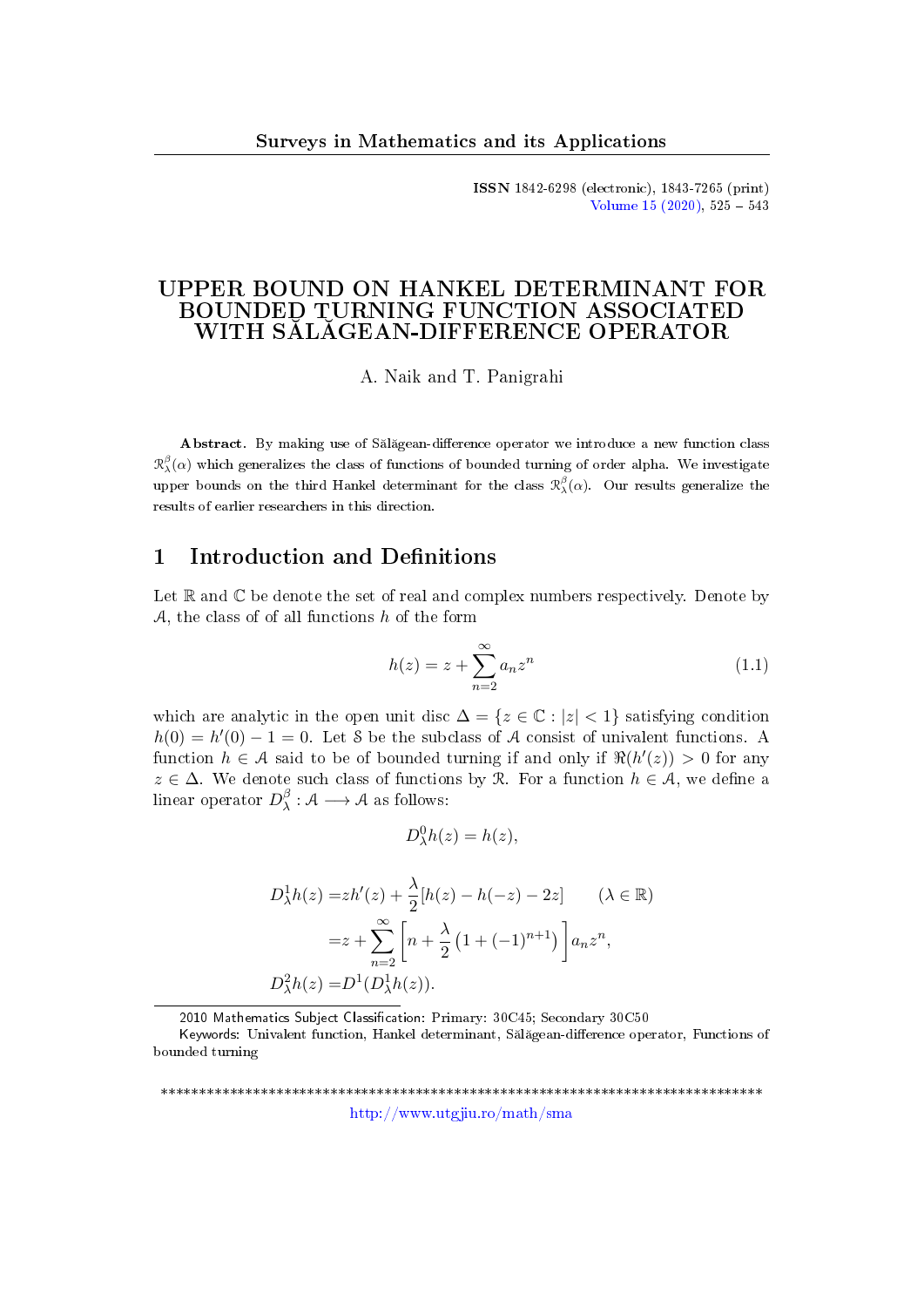# UPPER BOUND ON HANKEL DETERMINANT FOR BOUNDED TURNING FUNCTION ASSOCIATED WITH SĂLĂGEAN-DIFFERENCE OPERATOR

A. Naik and T. Panigrahi

**Abstract.** By making use of Sălăgean-difference operator we introduce a new function class $\mathcal{R}_\lambda^\beta(\alpha)$ which generalizes the class of functions of bounded turning of order alpha. We investigate upper bounds on the third Hankel determinant for the class $\mathcal{R}_\lambda^\beta(\alpha)$. Our results generalize the results of earlier researchers in this direction.

## 1 Introduction and Definitions

Let $\mathbb{R}$ and $\mathbb{C}$ be denote the set of real and complex numbers respectively. Denote by $\mathcal{A}$, the class of of all functions $h$ of the form

$$h(z) = z + \sum_{n=2}^{\infty} a_n z^n \tag{1.1}$$

which are analytic in the open unit disc $\Delta = \{z \in \mathbb{C} : |z| < 1\}$ satisfying condition $h(0) = h'(0) - 1 = 0$. Let $\mathcal{S}$ be the subclass of $\mathcal{A}$ consist of univalent functions. A function $h \in \mathcal{A}$ said to be of bounded turning if and only if $\Re(h'(z)) > 0$ for any $z \in \Delta$. We denote such class of functions by $\mathcal{R}$. For a function $h \in \mathcal{A}$, we define a linear operator $D_\lambda^\beta : \mathcal{A} \longrightarrow \mathcal{A}$ as follows:

$$D_\lambda^0 h(z) = h(z),$$

$$\begin{aligned} D_\lambda^1 h(z) =& zh'(z) + \frac{\lambda}{2}[h(z) - h(-z) - 2z] \qquad (\lambda \in \mathbb{R}) \\ =& z + \sum_{n=2}^{\infty} \left[ n + \frac{\lambda}{2}\left(1 + (-1)^{n+1}\right) \right] a_n z^n, \\ D_\lambda^2 h(z) =& D^1(D_\lambda^1 h(z)). \end{aligned}$$

2010 Mathematics Subject Classification: Primary: 30C45; Secondary 30C50

Keywords: Univalent function, Hankel determinant, Sălăgean-difference operator, Functions of bounded turning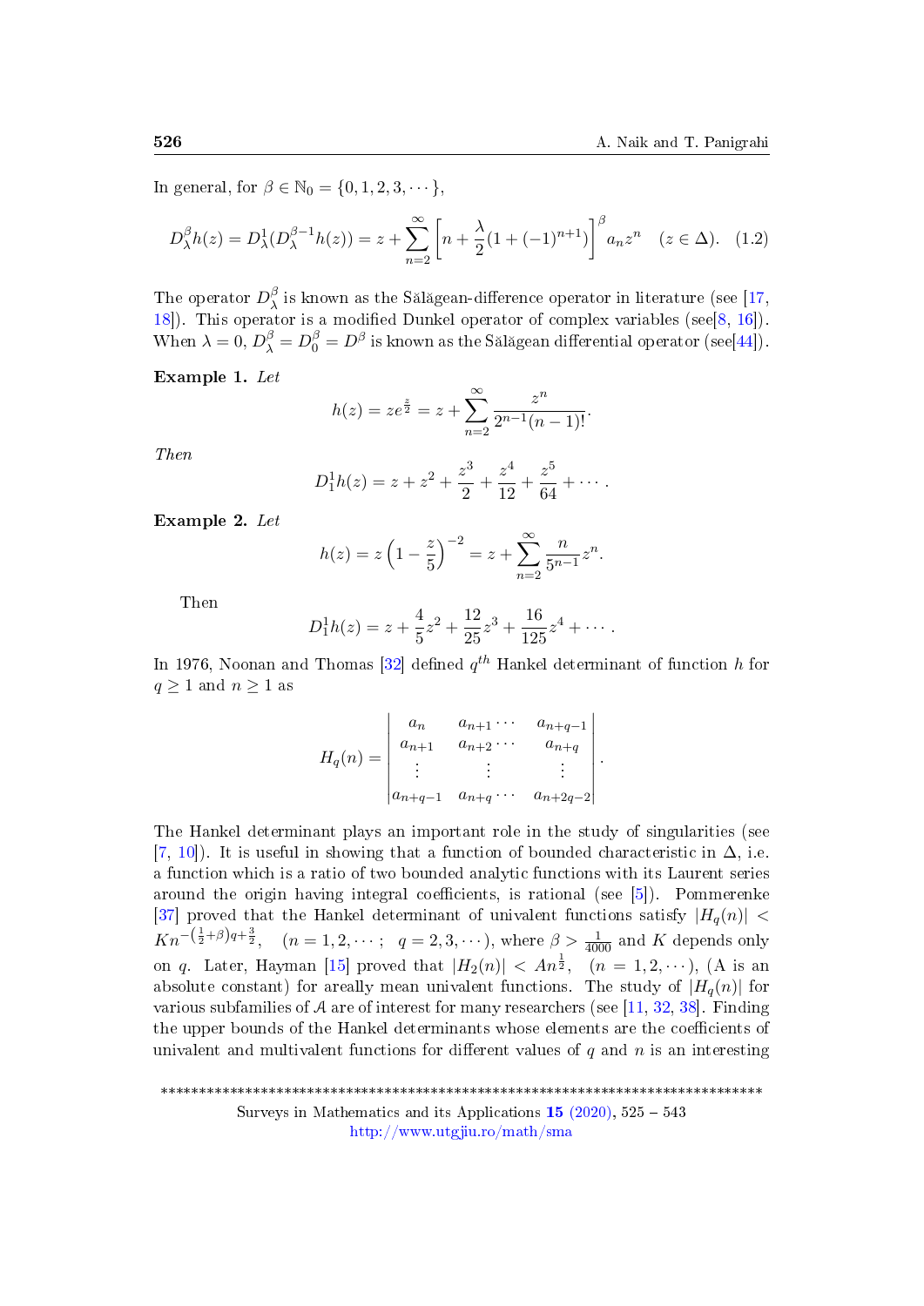In general, for $\beta \in \mathbb{N}_0 = \{0, 1, 2, 3, \cdots\}$,

$$D_\lambda^\beta h(z) = D_\lambda^1(D_\lambda^{\beta-1}h(z)) = z + \sum_{n=2}^{\infty}\left[n + \frac{\lambda}{2}(1+(-1)^{n+1})\right]^\beta a_n z^n \quad (z \in \Delta). \quad (1.2)$$

The operator $D_\lambda^\beta$ is known as the Sălăgean-difference operator in literature (see [17, 18]). This operator is a modified Dunkel operator of complex variables (see[8, 16]). When $\lambda = 0$, $D_\lambda^\beta = D_0^\beta = D^\beta$ is known as the Sălăgean differential operator (see[44]).

**Example 1.** *Let*

$$h(z) = ze^{\frac{z}{2}} = z + \sum_{n=2}^{\infty} \frac{z^n}{2^{n-1}(n-1)!}.$$

*Then*

$$D_1^1 h(z) = z + z^2 + \frac{z^3}{2} + \frac{z^4}{12} + \frac{z^5}{64} + \cdots.$$

**Example 2.** *Let*

$$h(z) = z\left(1 - \frac{z}{5}\right)^{-2} = z + \sum_{n=2}^{\infty} \frac{n}{5^{n-1}} z^n.$$

Then

$$D_1^1 h(z) = z + \frac{4}{5}z^2 + \frac{12}{25}z^3 + \frac{16}{125}z^4 + \cdots.$$

In 1976, Noonan and Thomas [32] defined $q^{th}$ Hankel determinant of function $h$ for $q \geq 1$ and $n \geq 1$ as

$$H_q(n) = \begin{vmatrix} a_n & a_{n+1} \cdots & a_{n+q-1} \\ a_{n+1} & a_{n+2} \cdots & a_{n+q} \\ \vdots & \vdots & \vdots \\ a_{n+q-1} & a_{n+q} \cdots & a_{n+2q-2} \end{vmatrix}.$$

The Hankel determinant plays an important role in the study of singularities (see [7, 10]). It is useful in showing that a function of bounded characteristic in $\Delta$, i.e. a function which is a ratio of two bounded analytic functions with its Laurent series around the origin having integral coefficients, is rational (see [5]). Pommerenke [37] proved that the Hankel determinant of univalent functions satisfy $|H_q(n)| < Kn^{-(\frac{1}{2}+\beta)q+\frac{3}{2}}$, $\quad (n = 1, 2, \cdots; \quad q = 2, 3, \cdots)$, where $\beta > \frac{1}{4000}$ and $K$ depends only on $q$. Later, Hayman [15] proved that $|H_2(n)| < An^{\frac{1}{2}}$, $\quad (n = 1, 2, \cdots)$, ($A$ is an absolute constant) for areally mean univalent functions. The study of $|H_q(n)|$ for various subfamilies of $\mathcal{A}$ are of interest for many researchers (see [11, 32, 38]. Finding the upper bounds of the Hankel determinants whose elements are the coefficients of univalent and multivalent functions for different values of $q$ and $n$ is an interesting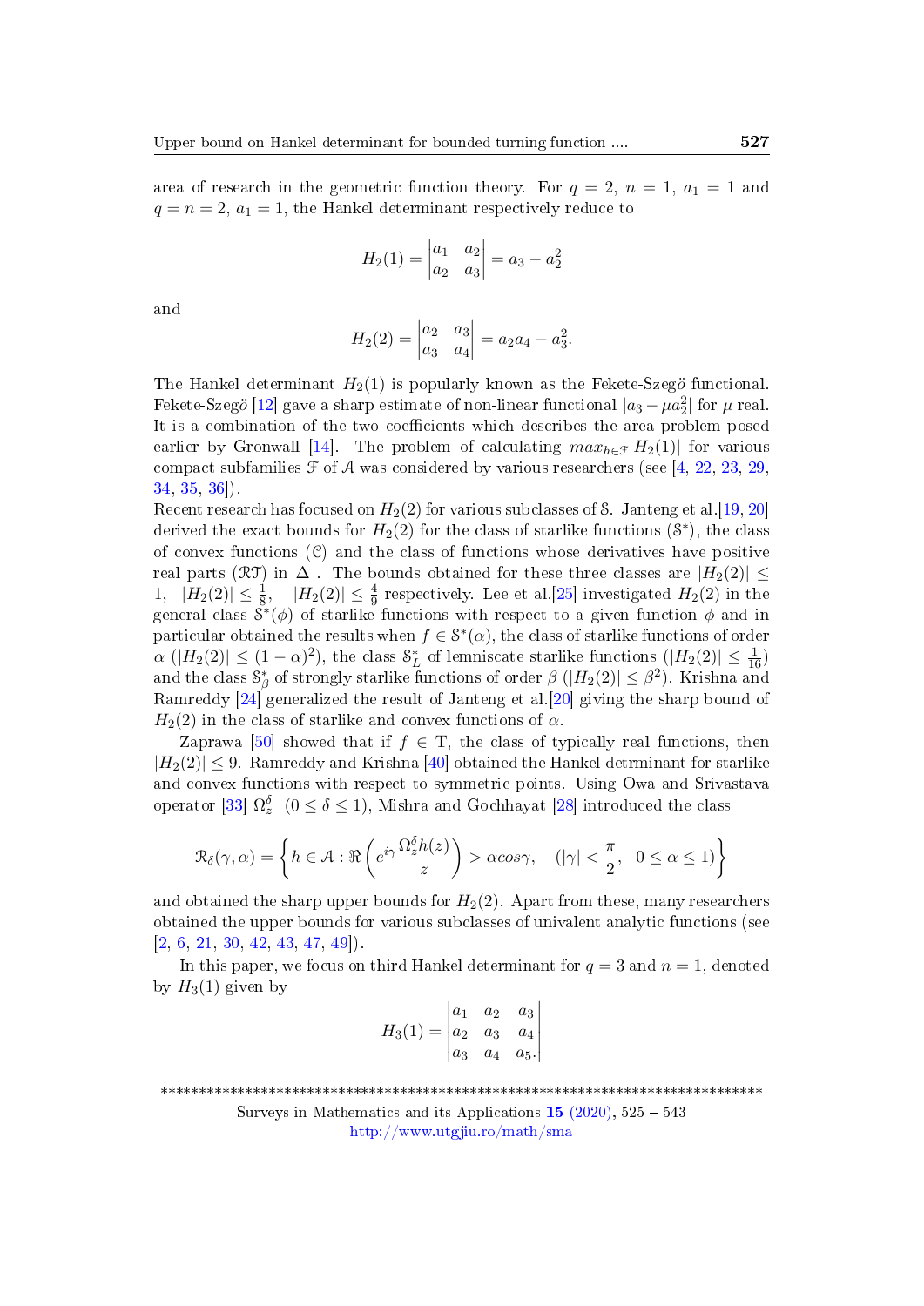area of research in the geometric function theory. For $q = 2$, $n = 1$, $a_1 = 1$ and $q = n = 2$, $a_1 = 1$, the Hankel determinant respectively reduce to

$$H_2(1) = \begin{vmatrix} a_1 & a_2 \\ a_2 & a_3 \end{vmatrix} = a_3 - a_2^2$$

and

$$H_2(2) = \begin{vmatrix} a_2 & a_3 \\ a_3 & a_4 \end{vmatrix} = a_2 a_4 - a_3^2.$$

The Hankel determinant $H_2(1)$ is popularly known as the Fekete-Szegö functional. Fekete-Szegö [12] gave a sharp estimate of non-linear functional $|a_3 - \mu a_2^2|$ for $\mu$ real. It is a combination of the two coefficients which describes the area problem posed earlier by Gronwall [14]. The problem of calculating $max_{h\in\mathcal{F}}|H_2(1)|$ for various compact subfamilies $\mathcal{F}$ of $\mathcal{A}$ was considered by various researchers (see [4, 22, 23, 29, 34, 35, 36]).

Recent research has focused on $H_2(2)$ for various subclasses of $\mathcal{S}$. Janteng et al.[19, 20] derived the exact bounds for $H_2(2)$ for the class of starlike functions ($\mathcal{S}^*$), the class of convex functions ($\mathcal{C}$) and the class of functions whose derivatives have positive real parts ($\mathcal{RT}$) in $\Delta$ . The bounds obtained for these three classes are $|H_2(2)| \leq 1$, $|H_2(2)| \leq \frac{1}{8}$, $|H_2(2)| \leq \frac{4}{9}$ respectively. Lee et al.[25] investigated $H_2(2)$ in the general class $\mathcal{S}^*(\phi)$ of starlike functions with respect to a given function $\phi$ and in particular obtained the results when $f \in \mathcal{S}^*(\alpha)$, the class of starlike functions of order $\alpha$ ($|H_2(2)| \leq (1-\alpha)^2$), the class $\mathcal{S}_L^*$ of lemniscate starlike functions ($|H_2(2)| \leq \frac{1}{16}$) and the class $\mathcal{S}_\beta^*$ of strongly starlike functions of order $\beta$ ($|H_2(2)| \leq \beta^2$). Krishna and Ramreddy [24] generalized the result of Janteng et al.[20] giving the sharp bound of $H_2(2)$ in the class of starlike and convex functions of $\alpha$.

Zaprawa [50] showed that if $f \in \mathrm{T}$, the class of typically real functions, then $|H_2(2)| \leq 9$. Ramreddy and Krishna [40] obtained the Hankel detrminant for starlike and convex functions with respect to symmetric points. Using Owa and Srivastava operator [33] $\Omega_z^\delta$ $(0 \leq \delta \leq 1)$, Mishra and Gochhayat [28] introduced the class

$$\mathcal{R}_\delta(\gamma, \alpha) = \left\{ h \in \mathcal{A} : \Re\left(e^{i\gamma}\frac{\Omega_z^\delta h(z)}{z}\right) > \alpha cos\gamma, \quad (|\gamma| < \frac{\pi}{2}, \quad 0 \leq \alpha \leq 1)\right\}$$

and obtained the sharp upper bounds for $H_2(2)$. Apart from these, many researchers obtained the upper bounds for various subclasses of univalent analytic functions (see [2, 6, 21, 30, 42, 43, 47, 49]).

In this paper, we focus on third Hankel determinant for $q = 3$ and $n = 1$, denoted by $H_3(1)$ given by

$$H_3(1) = \begin{vmatrix} a_1 & a_2 & a_3 \\ a_2 & a_3 & a_4 \\ a_3 & a_4 & a_5. \end{vmatrix}$$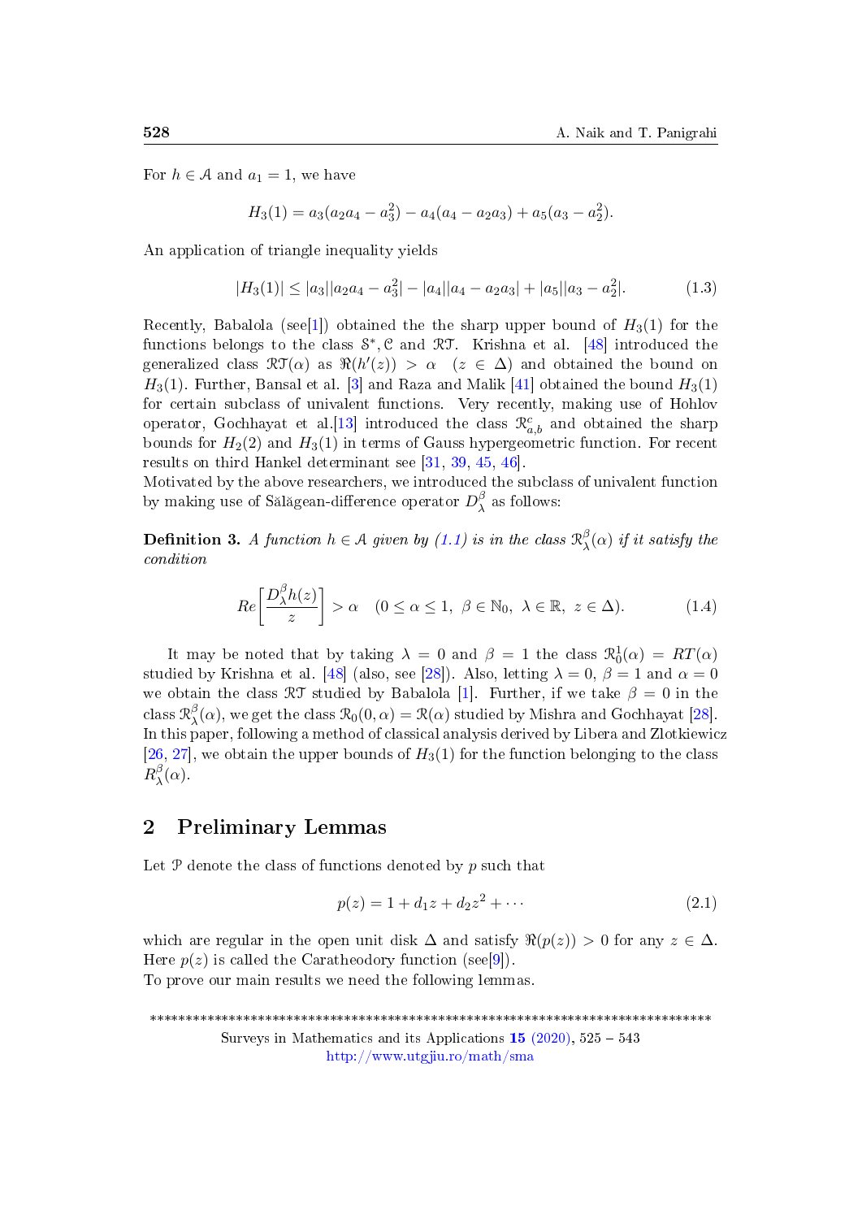For $h \in \mathcal{A}$ and $a_1 = 1$, we have

$$H_3(1) = a_3(a_2a_4 - a_3^2) - a_4(a_4 - a_2a_3) + a_5(a_3 - a_2^2).$$

An application of triangle inequality yields

$$|H_3(1)| \leq |a_3||a_2a_4 - a_3^2| - |a_4||a_4 - a_2a_3| + |a_5||a_3 - a_2^2|. \tag{1.3}$$

Recently, Babalola (see[1]) obtained the the sharp upper bound of $H_3(1)$ for the functions belongs to the class $\mathcal{S}^*, \mathcal{C}$ and $\mathcal{RT}$. Krishna et al. [48] introduced the generalized class $\mathcal{RT}(\alpha)$ as $\Re(h'(z)) > \alpha \quad (z \in \Delta)$ and obtained the bound on $H_3(1)$. Further, Bansal et al. [3] and Raza and Malik [41] obtained the bound $H_3(1)$ for certain subclass of univalent functions. Very recently, making use of Hohlov operator, Gochhayat et al.[13] introduced the class $\mathcal{R}^c_{a,b}$ and obtained the sharp bounds for $H_2(2)$ and $H_3(1)$ in terms of Gauss hypergeometric function. For recent results on third Hankel determinant see [31, 39, 45, 46].
Motivated by the above researchers, we introduced the subclass of univalent function by making use of Sălăgean-difference operator $D^\beta_\lambda$ as follows:

**Definition 3.** *A function $h \in \mathcal{A}$ given by (1.1) is in the class $\mathcal{R}^\beta_\lambda(\alpha)$ if it satisfy the condition*

$$Re\left[\frac{D^\beta_\lambda h(z)}{z}\right] > \alpha \quad (0 \leq \alpha \leq 1,\ \beta \in \mathbb{N}_0,\ \lambda \in \mathbb{R},\ z \in \Delta). \tag{1.4}$$

It may be noted that by taking $\lambda = 0$ and $\beta = 1$ the class $\mathcal{R}^1_0(\alpha) = RT(\alpha)$ studied by Krishna et al. [48] (also, see [28]). Also, letting $\lambda = 0$, $\beta = 1$ and $\alpha = 0$ we obtain the class $\mathcal{RT}$ studied by Babalola [1]. Further, if we take $\beta = 0$ in the class $\mathcal{R}^\beta_\lambda(\alpha)$, we get the class $\mathcal{R}_0(0, \alpha) = \mathcal{R}(\alpha)$ studied by Mishra and Gochhayat [28]. In this paper, following a method of classical analysis derived by Libera and Zlotkiewicz [26, 27], we obtain the upper bounds of $H_3(1)$ for the function belonging to the class $R^\beta_\lambda(\alpha)$.

## 2 Preliminary Lemmas

Let $\mathcal{P}$ denote the class of functions denoted by $p$ such that

$$p(z) = 1 + d_1 z + d_2 z^2 + \cdots \tag{2.1}$$

which are regular in the open unit disk $\Delta$ and satisfy $\Re(p(z)) > 0$ for any $z \in \Delta$. Here $p(z)$ is called the Caratheodory function (see[9]).
To prove our main results we need the following lemmas.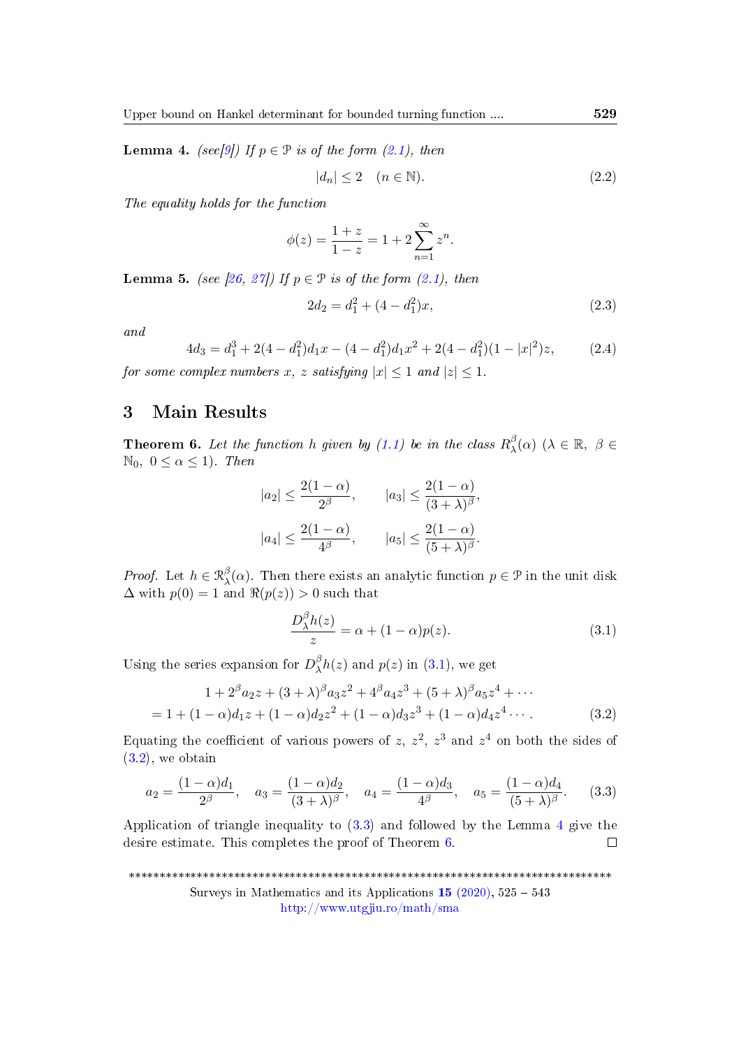**Lemma 4.** *(see[9]) If $p \in \mathcal{P}$ is of the form (2.1), then*

$$|d_n| \leq 2 \quad (n \in \mathbb{N}). \tag{2.2}$$

*The equality holds for the function*

$$\phi(z) = \frac{1+z}{1-z} = 1 + 2\sum_{n=1}^{\infty} z^n.$$

**Lemma 5.** *(see [26, 27]) If $p \in \mathcal{P}$ is of the form (2.1), then*

$$2d_2 = d_1^2 + (4 - d_1^2)x, \tag{2.3}$$

*and*

$$4d_3 = d_1^3 + 2(4 - d_1^2)d_1 x - (4 - d_1^2)d_1 x^2 + 2(4 - d_1^2)(1 - |x|^2)z, \tag{2.4}$$

*for some complex numbers $x$, $z$ satisfying $|x| \leq 1$ and $|z| \leq 1$.*

# 3 Main Results

**Theorem 6.** *Let the function $h$ given by (1.1) be in the class $R_{\lambda}^{\beta}(\alpha)$ $(\lambda \in \mathbb{R},\ \beta \in \mathbb{N}_0,\ 0 \leq \alpha \leq 1)$. Then*

$$|a_2| \leq \frac{2(1-\alpha)}{2^{\beta}}, \qquad |a_3| \leq \frac{2(1-\alpha)}{(3+\lambda)^{\beta}},$$

$$|a_4| \leq \frac{2(1-\alpha)}{4^{\beta}}, \qquad |a_5| \leq \frac{2(1-\alpha)}{(5+\lambda)^{\beta}}.$$

*Proof.* Let $h \in \mathcal{R}_{\lambda}^{\beta}(\alpha)$. Then there exists an analytic function $p \in \mathcal{P}$ in the unit disk $\Delta$ with $p(0) = 1$ and $\Re(p(z)) > 0$ such that

$$\frac{D_{\lambda}^{\beta} h(z)}{z} = \alpha + (1-\alpha)p(z). \tag{3.1}$$

Using the series expansion for $D_{\lambda}^{\beta} h(z)$ and $p(z)$ in (3.1), we get

$$\begin{aligned} &1 + 2^{\beta} a_2 z + (3+\lambda)^{\beta} a_3 z^2 + 4^{\beta} a_4 z^3 + (5+\lambda)^{\beta} a_5 z^4 + \cdots \\ &= 1 + (1-\alpha)d_1 z + (1-\alpha)d_2 z^2 + (1-\alpha)d_3 z^3 + (1-\alpha)d_4 z^4 \cdots . \end{aligned} \tag{3.2}$$

Equating the coefficient of various powers of $z$, $z^2$, $z^3$ and $z^4$ on both the sides of (3.2), we obtain

$$a_2 = \frac{(1-\alpha)d_1}{2^{\beta}}, \quad a_3 = \frac{(1-\alpha)d_2}{(3+\lambda)^{\beta}}, \quad a_4 = \frac{(1-\alpha)d_3}{4^{\beta}}, \quad a_5 = \frac{(1-\alpha)d_4}{(5+\lambda)^{\beta}}. \tag{3.3}$$

Application of triangle inequality to (3.3) and followed by the Lemma 4 give the desire estimate. This completes the proof of Theorem 6. ◻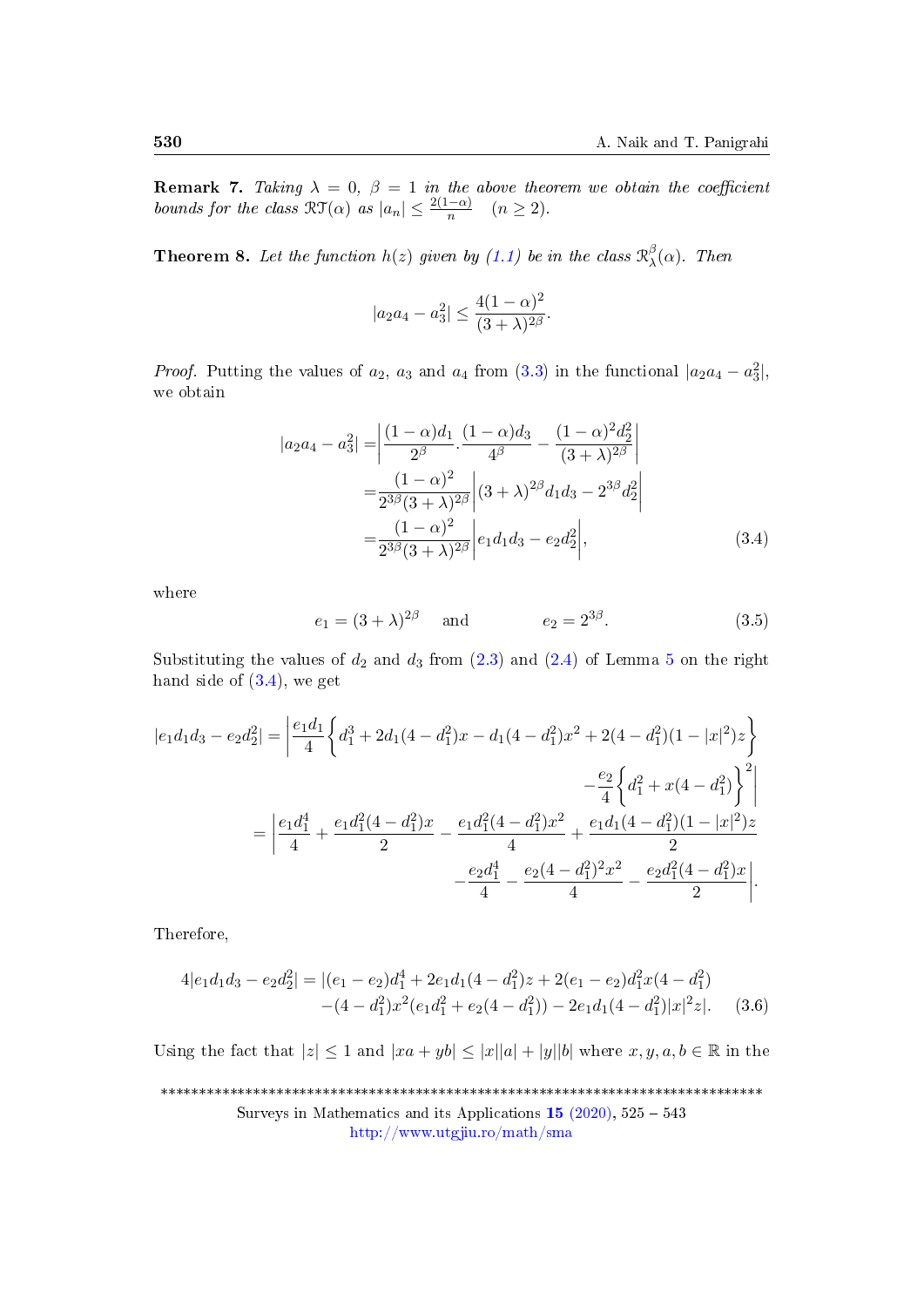**Remark 7.** *Taking $\lambda = 0$, $\beta = 1$ in the above theorem we obtain the coefficient bounds for the class $\mathcal{RT}(\alpha)$ as $|a_n| \leq \frac{2(1-\alpha)}{n} \quad (n \geq 2)$.*

**Theorem 8.** *Let the function $h(z)$ given by (1.1) be in the class $\mathcal{R}_{\lambda}^{\beta}(\alpha)$. Then*

$$|a_2 a_4 - a_3^2| \leq \frac{4(1-\alpha)^2}{(3+\lambda)^{2\beta}}.$$

*Proof.* Putting the values of $a_2$, $a_3$ and $a_4$ from (3.3) in the functional $|a_2 a_4 - a_3^2|$, we obtain

$$\begin{aligned}
|a_2 a_4 - a_3^2| =& \left| \frac{(1-\alpha)d_1}{2^\beta} \cdot \frac{(1-\alpha)d_3}{4^\beta} - \frac{(1-\alpha)^2 d_2^2}{(3+\lambda)^{2\beta}} \right| \\
=& \frac{(1-\alpha)^2}{2^{3\beta}(3+\lambda)^{2\beta}} \left| (3+\lambda)^{2\beta} d_1 d_3 - 2^{3\beta} d_2^2 \right| \\
=& \frac{(1-\alpha)^2}{2^{3\beta}(3+\lambda)^{2\beta}} \left| e_1 d_1 d_3 - e_2 d_2^2 \right|,
\end{aligned} \tag{3.4}$$

where

$$e_1 = (3+\lambda)^{2\beta} \quad \text{and} \quad e_2 = 2^{3\beta}. \tag{3.5}$$

Substituting the values of $d_2$ and $d_3$ from (2.3) and (2.4) of Lemma 5 on the right hand side of (3.4), we get

$$\begin{aligned}
|e_1 d_1 d_3 - e_2 d_2^2| &= \left| \frac{e_1 d_1}{4} \left\{ d_1^3 + 2d_1(4-d_1^2)x - d_1(4-d_1^2)x^2 + 2(4-d_1^2)(1-|x|^2)z \right\} \right. \\
&\qquad \left. - \frac{e_2}{4} \left\{ d_1^2 + x(4-d_1^2) \right\}^2 \right| \\
&= \left| \frac{e_1 d_1^4}{4} + \frac{e_1 d_1^2(4-d_1^2)x}{2} - \frac{e_1 d_1^2(4-d_1^2)x^2}{4} + \frac{e_1 d_1(4-d_1^2)(1-|x|^2)z}{2} \right. \\
&\qquad \left. - \frac{e_2 d_1^4}{4} - \frac{e_2(4-d_1^2)^2 x^2}{4} - \frac{e_2 d_1^2(4-d_1^2)x}{2} \right|.
\end{aligned}$$

Therefore,

$$\begin{aligned}
4|e_1 d_1 d_3 - e_2 d_2^2| = &|(e_1 - e_2)d_1^4 + 2e_1 d_1(4-d_1^2)z + 2(e_1 - e_2)d_1^2 x(4-d_1^2) \\
&-(4-d_1^2)x^2(e_1 d_1^2 + e_2(4-d_1^2)) - 2e_1 d_1(4-d_1^2)|x|^2 z|.
\end{aligned} \tag{3.6}$$

Using the fact that $|z| \leq 1$ and $|xa + yb| \leq |x||a| + |y||b|$ where $x, y, a, b \in \mathbb{R}$ in the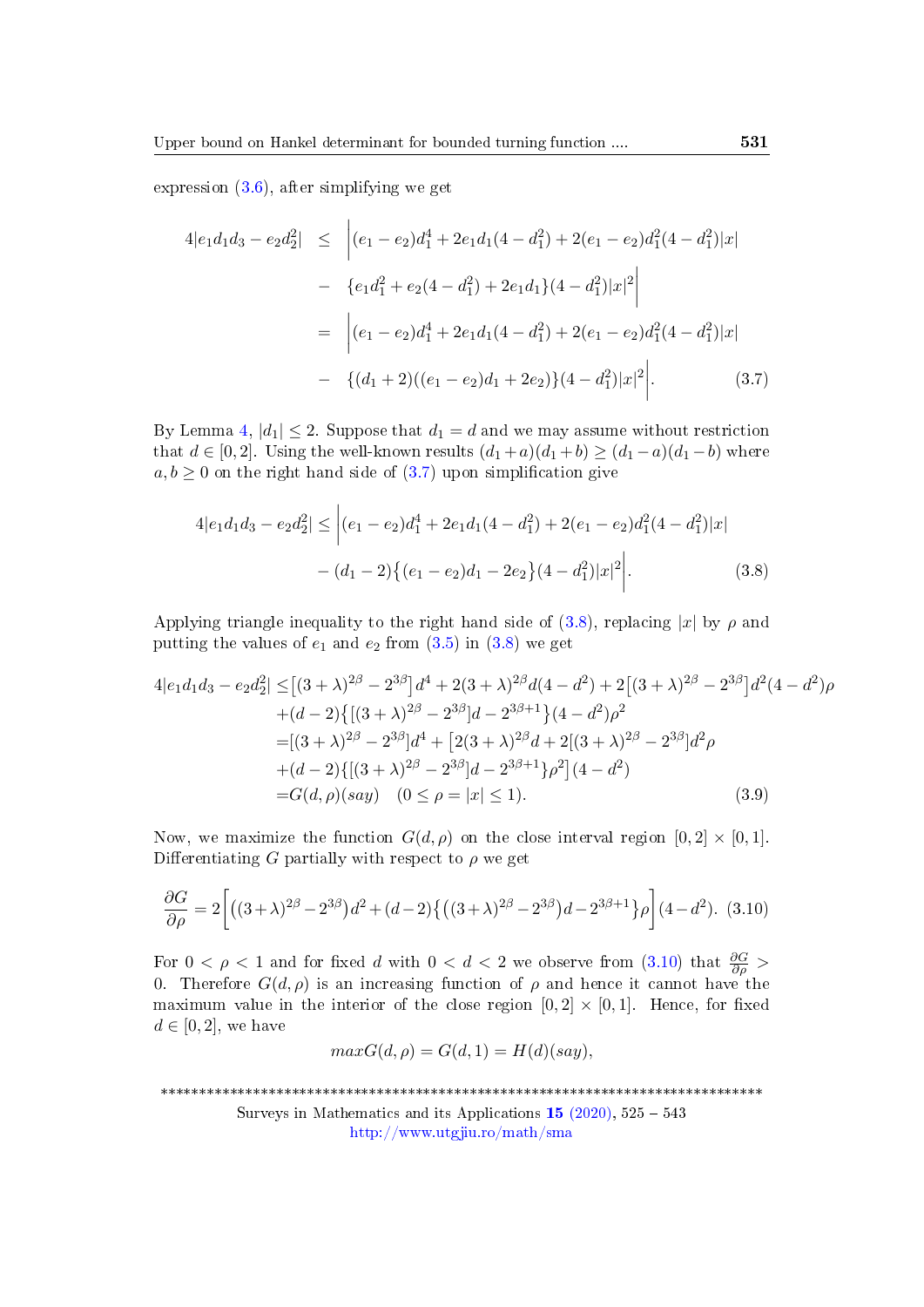expression (3.6), after simplifying we get

$$
\begin{aligned}
4|e_1d_1d_3 - e_2d_2^2| &\leq \Big|(e_1-e_2)d_1^4 + 2e_1d_1(4-d_1^2) + 2(e_1-e_2)d_1^2(4-d_1^2)|x| \\
&- \{e_1d_1^2 + e_2(4-d_1^2) + 2e_1d_1\}(4-d_1^2)|x|^2\Big| \\
&= \Big|(e_1-e_2)d_1^4 + 2e_1d_1(4-d_1^2) + 2(e_1-e_2)d_1^2(4-d_1^2)|x| \\
&- \{(d_1+2)((e_1-e_2)d_1 + 2e_2)\}(4-d_1^2)|x|^2\Big|. \qquad (3.7)
\end{aligned}
$$

By Lemma 4, $|d_1| \leq 2$. Suppose that $d_1 = d$ and we may assume without restriction that $d \in [0,2]$. Using the well-known results $(d_1+a)(d_1+b) \geq (d_1-a)(d_1-b)$ where $a, b \geq 0$ on the right hand side of (3.7) upon simplification give

$$
\begin{aligned}
4|e_1d_1d_3 - e_2d_2^2| \leq \Big|&(e_1-e_2)d_1^4 + 2e_1d_1(4-d_1^2) + 2(e_1-e_2)d_1^2(4-d_1^2)|x| \\
&- (d_1-2)\big\{(e_1-e_2)d_1 - 2e_2\big\}(4-d_1^2)|x|^2\Big|. \qquad (3.8)
\end{aligned}
$$

Applying triangle inequality to the right hand side of (3.8), replacing $|x|$ by $\rho$ and putting the values of $e_1$ and $e_2$ from (3.5) in (3.8) we get

$$
\begin{aligned}
4|e_1d_1d_3 - e_2d_2^2| \leq& \big[(3+\lambda)^{2\beta} - 2^{3\beta}\big]d^4 + 2(3+\lambda)^{2\beta}d(4-d^2) + 2\big[(3+\lambda)^{2\beta} - 2^{3\beta}\big]d^2(4-d^2)\rho \\
&+ (d-2)\big\{[(3+\lambda)^{2\beta} - 2^{3\beta}]d - 2^{3\beta+1}\big\}(4-d^2)\rho^2 \\
=& [(3+\lambda)^{2\beta} - 2^{3\beta}]d^4 + \big[2(3+\lambda)^{2\beta}d + 2[(3+\lambda)^{2\beta} - 2^{3\beta}]d^2\rho \\
&+ (d-2)\{[(3+\lambda)^{2\beta} - 2^{3\beta}]d - 2^{3\beta+1}\}\rho^2\big](4-d^2) \\
=& G(d,\rho)(say) \quad (0 \leq \rho = |x| \leq 1). \qquad (3.9)
\end{aligned}
$$

Now, we maximize the function $G(d,\rho)$ on the close interval region $[0,2]\times[0,1]$. Differentiating $G$ partially with respect to $\rho$ we get

$$
\frac{\partial G}{\partial \rho} = 2\Big[\big((3+\lambda)^{2\beta} - 2^{3\beta}\big)d^2 + (d-2)\big\{\big((3+\lambda)^{2\beta} - 2^{3\beta}\big)d - 2^{3\beta+1}\big\}\rho\Big](4-d^2). \quad (3.10)
$$

For $0 < \rho < 1$ and for fixed $d$ with $0 < d < 2$ we observe from (3.10) that $\frac{\partial G}{\partial \rho} > 0$. Therefore $G(d,\rho)$ is an increasing function of $\rho$ and hence it cannot have the maximum value in the interior of the close region $[0,2]\times[0,1]$. Hence, for fixed $d \in [0,2]$, we have

$$
maxG(d,\rho) = G(d,1) = H(d)(say),
$$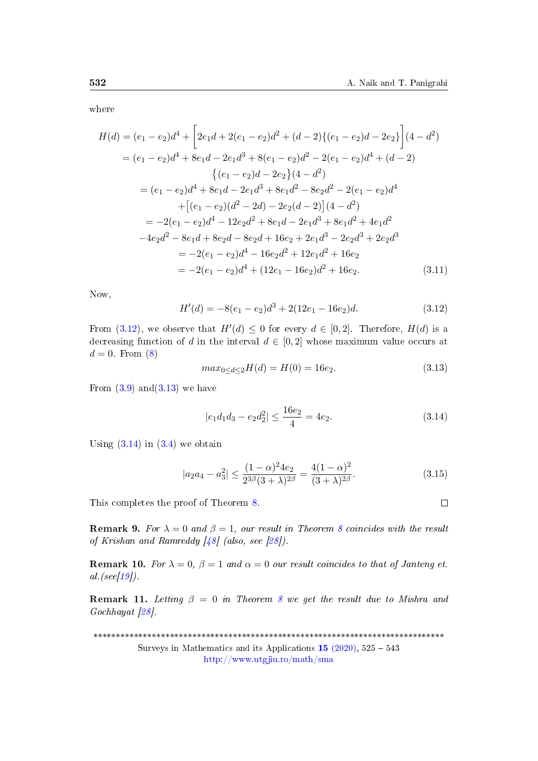where

$$
\begin{aligned}
H(d) &= (e_1 - e_2)d^4 + \Big[2e_1 d + 2(e_1 - e_2)d^2 + (d-2)\{(e_1 - e_2)d - 2e_2\}\Big](4 - d^2) \\
&= (e_1 - e_2)d^4 + 8e_1 d - 2e_1 d^3 + 8(e_1 - e_2)d^2 - 2(e_1 - e_2)d^4 + (d-2) \\
&\qquad \big\{(e_1 - e_2)d - 2e_2\big\}(4 - d^2) \\
&= (e_1 - e_2)d^4 + 8e_1 d - 2e_1 d^3 + 8e_1 d^2 - 8e_2 d^2 - 2(e_1 - e_2)d^4 \\
&\qquad + \big[(e_1 - e_2)(d^2 - 2d) - 2e_2(d-2)\big](4 - d^2) \\
&= -2(e_1 - e_2)d^4 - 12e_2 d^2 + 8e_1 d - 2e_1 d^3 + 8e_1 d^2 + 4e_1 d^2 \\
&\quad -4e_2 d^2 - 8e_1 d + 8e_2 d - 8e_2 d + 16e_2 + 2e_1 d^3 - 2e_2 d^3 + 2e_2 d^3 \\
&= -2(e_1 - e_2)d^4 - 16e_2 d^2 + 12e_1 d^2 + 16e_2 \\
&= -2(e_1 - e_2)d^4 + (12e_1 - 16e_2)d^2 + 16e_2. \qquad (3.11)
\end{aligned}
$$

Now,

$$
H'(d) = -8(e_1 - e_2)d^3 + 2(12e_1 - 16e_2)d. \qquad (3.12)
$$

From (3.12), we observe that $H'(d) \leq 0$ for every $d \in [0, 2]$. Therefore, $H(d)$ is a decreasing function of $d$ in the interval $d \in [0, 2]$ whose maximum value occurs at $d = 0$. From (8)

$$
max_{0 \leq d \leq 2} H(d) = H(0) = 16e_2. \qquad (3.13)
$$

From (3.9) and(3.13) we have

$$
|e_1 d_1 d_3 - e_2 d_2^2| \leq \frac{16e_2}{4} = 4e_2. \qquad (3.14)
$$

Using (3.14) in (3.4) we obtain

$$
|a_2 a_4 - a_3^2| \leq \frac{(1-\alpha)^2 4e_2}{2^{3\beta}(3+\lambda)^{2\beta}} = \frac{4(1-\alpha)^2}{(3+\lambda)^{2\beta}}. \qquad (3.15)
$$

This completes the proof of Theorem 8. □

**Remark 9.** *For $\lambda = 0$ and $\beta = 1$, our result in Theorem 8 coincides with the result of Krishan and Ramreddy [48] (also, see [28]).*

**Remark 10.** *For $\lambda = 0$, $\beta = 1$ and $\alpha = 0$ our result coincides to that of Janteng et. al.(see[19]).*

**Remark 11.** *Letting $\beta = 0$ in Theorem 8 we get the result due to Mishra and Gochhayat [28].*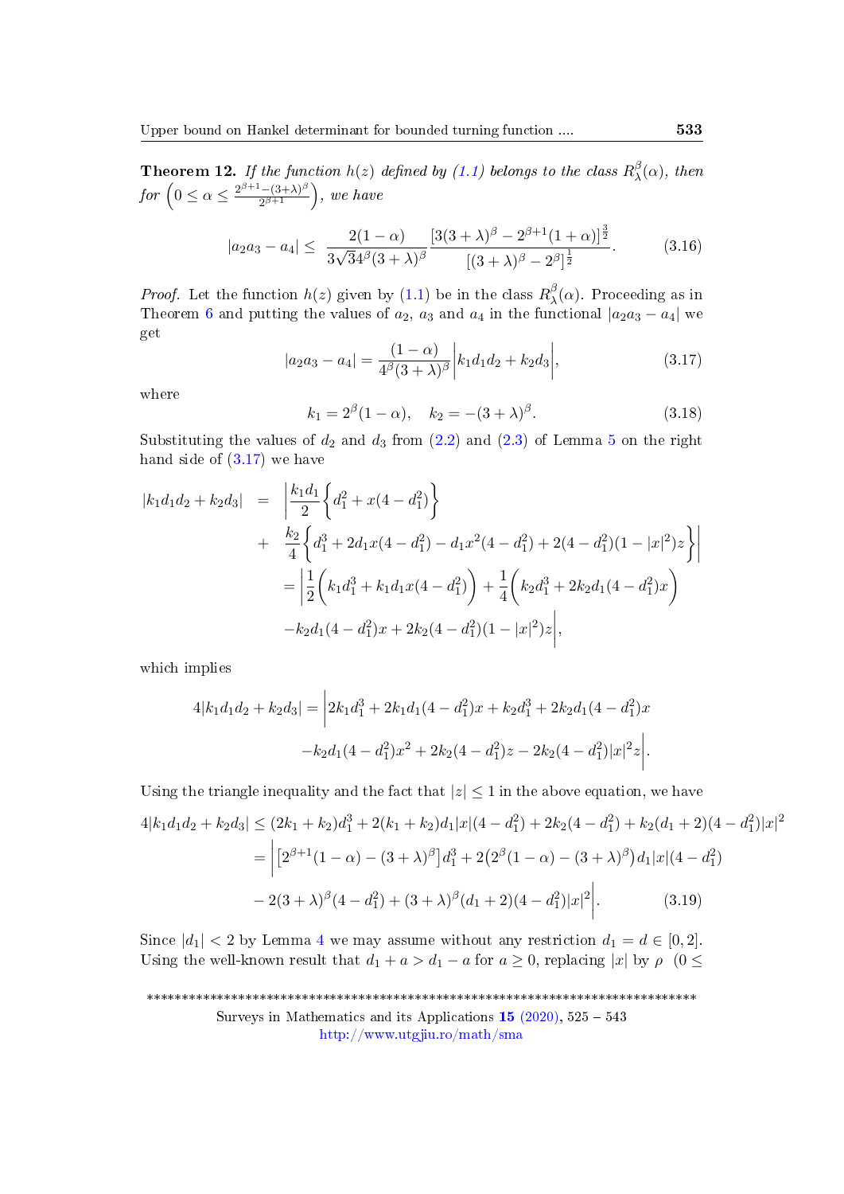**Theorem 12.** *If the function $h(z)$ defined by (1.1) belongs to the class $R^{\beta}_{\lambda}(\alpha)$, then for $\left(0 \leq \alpha \leq \frac{2^{\beta+1}-(3+\lambda)^{\beta}}{2^{\beta+1}}\right)$, we have*

$$|a_2a_3 - a_4| \leq \frac{2(1-\alpha)}{3\sqrt{3}4^{\beta}(3+\lambda)^{\beta}} \frac{[3(3+\lambda)^{\beta} - 2^{\beta+1}(1+\alpha)]^{\frac{3}{2}}}{[(3+\lambda)^{\beta} - 2^{\beta}]^{\frac{1}{2}}}. \tag{3.16}$$

*Proof.* Let the function $h(z)$ given by (1.1) be in the class $R^{\beta}_{\lambda}(\alpha)$. Proceeding as in Theorem 6 and putting the values of $a_2$, $a_3$ and $a_4$ in the functional $|a_2a_3 - a_4|$ we get

$$|a_2a_3 - a_4| = \frac{(1-\alpha)}{4^{\beta}(3+\lambda)^{\beta}}\bigg|k_1d_1d_2 + k_2d_3\bigg|, \tag{3.17}$$

where

$$k_1 = 2^{\beta}(1-\alpha), \quad k_2 = -(3+\lambda)^{\beta}. \tag{3.18}$$

Substituting the values of $d_2$ and $d_3$ from (2.2) and (2.3) of Lemma 5 on the right hand side of (3.17) we have

$$\begin{aligned}
|k_1d_1d_2 + k_2d_3| &= \bigg|\frac{k_1d_1}{2}\bigg\{d_1^2 + x(4-d_1^2)\bigg\} \\
&+ \frac{k_2}{4}\bigg\{d_1^3 + 2d_1x(4-d_1^2) - d_1x^2(4-d_1^2) + 2(4-d_1^2)(1-|x|^2)z\bigg\}\bigg| \\
&= \bigg|\frac{1}{2}\bigg(k_1d_1^3 + k_1d_1x(4-d_1^2)\bigg) + \frac{1}{4}\bigg(k_2d_1^3 + 2k_2d_1(4-d_1^2)x\bigg) \\
&- k_2d_1(4-d_1^2)x + 2k_2(4-d_1^2)(1-|x|^2)z\bigg|,
\end{aligned}$$

which implies

$$\begin{aligned}
4|k_1d_1d_2 + k_2d_3| = \bigg|&2k_1d_1^3 + 2k_1d_1(4-d_1^2)x + k_2d_1^3 + 2k_2d_1(4-d_1^2)x \\
&- k_2d_1(4-d_1^2)x^2 + 2k_2(4-d_1^2)z - 2k_2(4-d_1^2)|x|^2z\bigg|.
\end{aligned}$$

Using the triangle inequality and the fact that $|z| \leq 1$ in the above equation, we have

$$\begin{aligned}
4|k_1d_1d_2 + k_2d_3| &\leq (2k_1 + k_2)d_1^3 + 2(k_1 + k_2)d_1|x|(4-d_1^2) + 2k_2(4-d_1^2) + k_2(d_1+2)(4-d_1^2)|x|^2 \\
&= \bigg|\left[2^{\beta+1}(1-\alpha) - (3+\lambda)^{\beta}\right]d_1^3 + 2\left(2^{\beta}(1-\alpha) - (3+\lambda)^{\beta}\right)d_1|x|(4-d_1^2) \\
&- 2(3+\lambda)^{\beta}(4-d_1^2) + (3+\lambda)^{\beta}(d_1+2)(4-d_1^2)|x|^2\bigg|.
\end{aligned} \tag{3.19}$$

Since $|d_1| < 2$ by Lemma 4 we may assume without any restriction $d_1 = d \in [0, 2]$. Using the well-known result that $d_1 + a > d_1 - a$ for $a \geq 0$, replacing $|x|$ by $\rho$ $(0 \leq$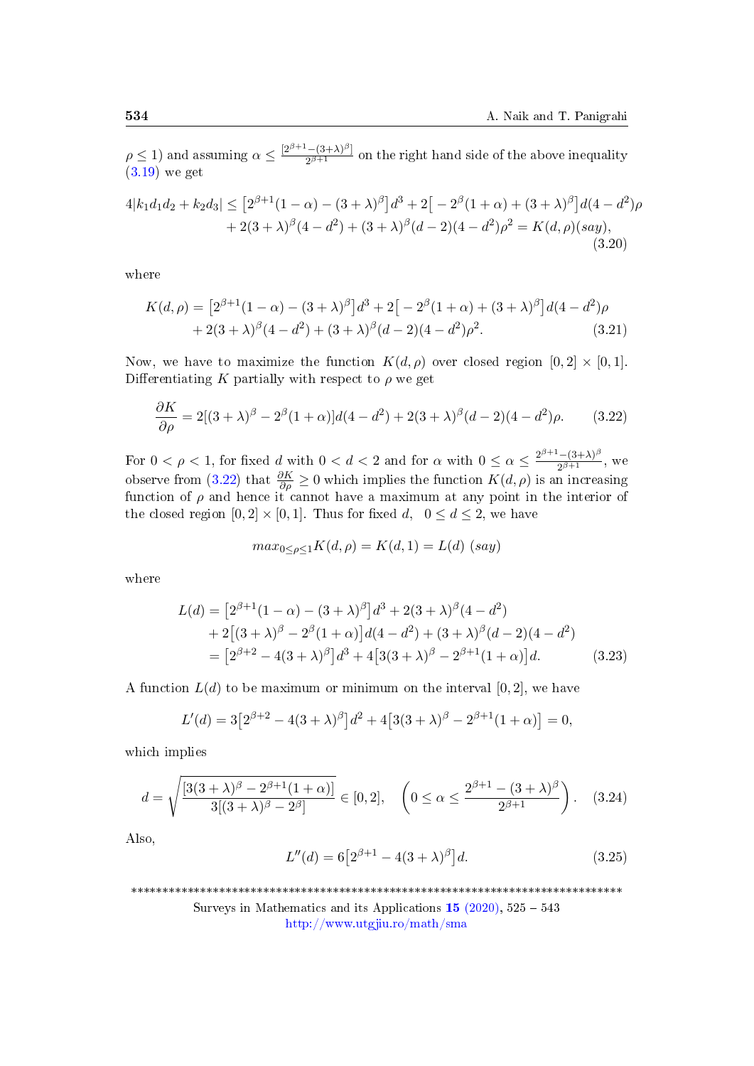$\rho \leq 1$) and assuming $\alpha \leq \frac{[2^{\beta+1}-(3+\lambda)^{\beta}]}{2^{\beta+1}}$ on the right hand side of the above inequality (3.19) we get

$$
\begin{aligned}
4|k_1 d_1 d_2 + k_2 d_3| \leq & \big[2^{\beta+1}(1-\alpha) - (3+\lambda)^{\beta}\big] d^3 + 2\big[-2^{\beta}(1+\alpha) + (3+\lambda)^{\beta}\big] d(4-d^2)\rho \\
& + 2(3+\lambda)^{\beta}(4-d^2) + (3+\lambda)^{\beta}(d-2)(4-d^2)\rho^2 = K(d,\rho)(say),
\end{aligned} \tag{3.20}
$$

where

$$
\begin{aligned}
K(d,\rho) = & \big[2^{\beta+1}(1-\alpha) - (3+\lambda)^{\beta}\big] d^3 + 2\big[-2^{\beta}(1+\alpha) + (3+\lambda)^{\beta}\big] d(4-d^2)\rho \\
& + 2(3+\lambda)^{\beta}(4-d^2) + (3+\lambda)^{\beta}(d-2)(4-d^2)\rho^2.
\end{aligned} \tag{3.21}
$$

Now, we have to maximize the function $K(d,\rho)$ over closed region $[0,2] \times [0,1]$. Differentiating $K$ partially with respect to $\rho$ we get

$$
\frac{\partial K}{\partial \rho} = 2[(3+\lambda)^{\beta} - 2^{\beta}(1+\alpha)]d(4-d^2) + 2(3+\lambda)^{\beta}(d-2)(4-d^2)\rho. \tag{3.22}
$$

For $0 < \rho < 1$, for fixed $d$ with $0 < d < 2$ and for $\alpha$ with $0 \leq \alpha \leq \frac{2^{\beta+1}-(3+\lambda)^{\beta}}{2^{\beta+1}}$, we observe from (3.22) that $\frac{\partial K}{\partial \rho} \geq 0$ which implies the function $K(d,\rho)$ is an increasing function of $\rho$ and hence it cannot have a maximum at any point in the interior of the closed region $[0,2] \times [0,1]$. Thus for fixed $d$, $0 \leq d \leq 2$, we have

$$
max_{0 \leq \rho \leq 1} K(d,\rho) = K(d,1) = L(d) \ (say)
$$

where

$$
\begin{aligned}
L(d) = & \big[2^{\beta+1}(1-\alpha) - (3+\lambda)^{\beta}\big] d^3 + 2(3+\lambda)^{\beta}(4-d^2) \\
& + 2\big[(3+\lambda)^{\beta} - 2^{\beta}(1+\alpha)\big] d(4-d^2) + (3+\lambda)^{\beta}(d-2)(4-d^2) \\
= & \big[2^{\beta+2} - 4(3+\lambda)^{\beta}\big] d^3 + 4\big[3(3+\lambda)^{\beta} - 2^{\beta+1}(1+\alpha)\big] d.
\end{aligned} \tag{3.23}
$$

A function $L(d)$ to be maximum or minimum on the interval $[0,2]$, we have

$$
L'(d) = 3\big[2^{\beta+2} - 4(3+\lambda)^{\beta}\big] d^2 + 4\big[3(3+\lambda)^{\beta} - 2^{\beta+1}(1+\alpha)\big] = 0,
$$

which implies

$$
d = \sqrt{\frac{[3(3+\lambda)^{\beta} - 2^{\beta+1}(1+\alpha)]}{3[(3+\lambda)^{\beta} - 2^{\beta}]}} \in [0,2], \quad \left(0 \leq \alpha \leq \frac{2^{\beta+1} - (3+\lambda)^{\beta}}{2^{\beta+1}}\right). \tag{3.24}
$$

Also,

$$
L''(d) = 6\big[2^{\beta+1} - 4(3+\lambda)^{\beta}\big] d. \tag{3.25}
$$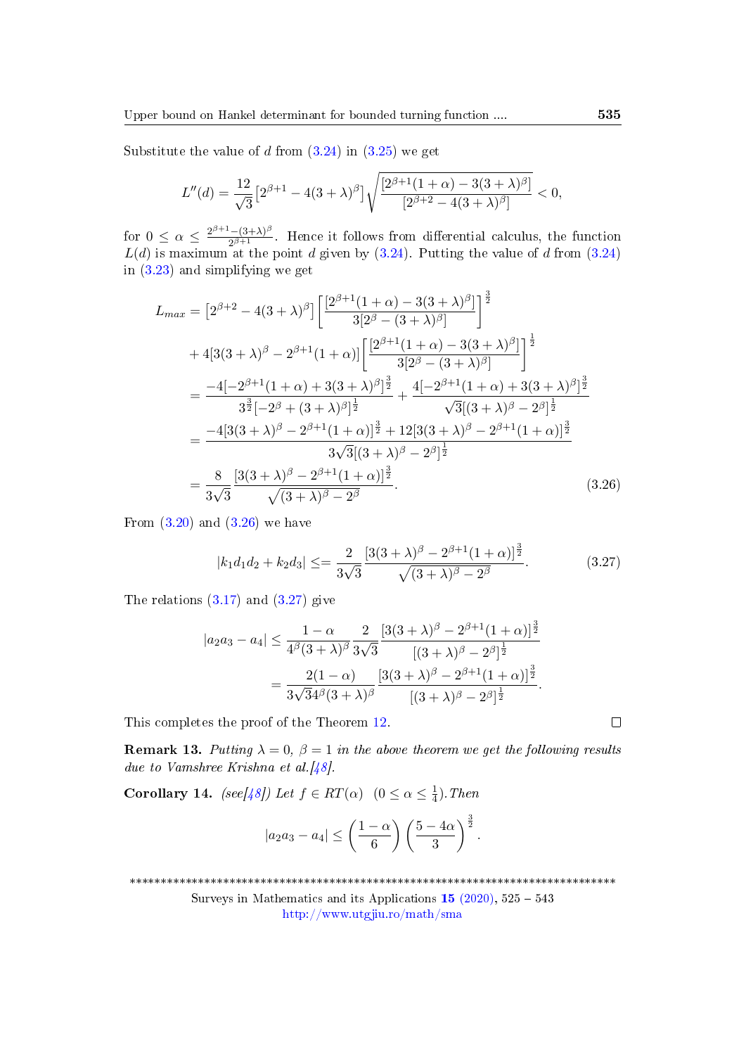Substitute the value of $d$ from (3.24) in (3.25) we get

$$L''(d) = \frac{12}{\sqrt{3}}\left[2^{\beta+1} - 4(3+\lambda)^{\beta}\right]\sqrt{\frac{[2^{\beta+1}(1+\alpha) - 3(3+\lambda)^{\beta}]}{[2^{\beta+2} - 4(3+\lambda)^{\beta}]}} < 0,$$

for $0 \leq \alpha \leq \frac{2^{\beta+1}-(3+\lambda)^{\beta}}{2^{\beta+1}}$. Hence it follows from differential calculus, the function $L(d)$ is maximum at the point $d$ given by (3.24). Putting the value of $d$ from (3.24) in (3.23) and simplifying we get

$$\begin{aligned}
L_{max} &= \left[2^{\beta+2} - 4(3+\lambda)^{\beta}\right]\left[\frac{[2^{\beta+1}(1+\alpha) - 3(3+\lambda)^{\beta}]}{3[2^{\beta} - (3+\lambda)^{\beta}]}\right]^{\frac{3}{2}} \\
&\quad + 4[3(3+\lambda)^{\beta} - 2^{\beta+1}(1+\alpha)]\left[\frac{[2^{\beta+1}(1+\alpha) - 3(3+\lambda)^{\beta}]}{3[2^{\beta} - (3+\lambda)^{\beta}]}\right]^{\frac{1}{2}} \\
&= \frac{-4[-2^{\beta+1}(1+\alpha) + 3(3+\lambda)^{\beta}]^{\frac{3}{2}}}{3^{\frac{3}{2}}[-2^{\beta} + (3+\lambda)^{\beta}]^{\frac{1}{2}}} + \frac{4[-2^{\beta+1}(1+\alpha) + 3(3+\lambda)^{\beta}]^{\frac{3}{2}}}{\sqrt{3}[(3+\lambda)^{\beta} - 2^{\beta}]^{\frac{1}{2}}} \\
&= \frac{-4[3(3+\lambda)^{\beta} - 2^{\beta+1}(1+\alpha)]^{\frac{3}{2}} + 12[3(3+\lambda)^{\beta} - 2^{\beta+1}(1+\alpha)]^{\frac{3}{2}}}{3\sqrt{3}[(3+\lambda)^{\beta} - 2^{\beta}]^{\frac{1}{2}}} \\
&= \frac{8}{3\sqrt{3}}\frac{[3(3+\lambda)^{\beta} - 2^{\beta+1}(1+\alpha)]^{\frac{3}{2}}}{\sqrt{(3+\lambda)^{\beta} - 2^{\beta}}}. \qquad (3.26)
\end{aligned}$$

From (3.20) and (3.26) we have

$$|k_1 d_1 d_2 + k_2 d_3| \leq= \frac{2}{3\sqrt{3}}\frac{[3(3+\lambda)^{\beta} - 2^{\beta+1}(1+\alpha)]^{\frac{3}{2}}}{\sqrt{(3+\lambda)^{\beta} - 2^{\beta}}}. \qquad (3.27)$$

The relations (3.17) and (3.27) give

$$\begin{aligned}
|a_2 a_3 - a_4| &\leq \frac{1-\alpha}{4^{\beta}(3+\lambda)^{\beta}}\frac{2}{3\sqrt{3}}\frac{[3(3+\lambda)^{\beta} - 2^{\beta+1}(1+\alpha)]^{\frac{3}{2}}}{[(3+\lambda)^{\beta} - 2^{\beta}]^{\frac{1}{2}}} \\
&= \frac{2(1-\alpha)}{3\sqrt{3}4^{\beta}(3+\lambda)^{\beta}}\frac{[3(3+\lambda)^{\beta} - 2^{\beta+1}(1+\alpha)]^{\frac{3}{2}}}{[(3+\lambda)^{\beta} - 2^{\beta}]^{\frac{1}{2}}}.
\end{aligned}$$

This completes the proof of the Theorem 12. □

**Remark 13.** *Putting $\lambda = 0$, $\beta = 1$ in the above theorem we get the following results due to Vamshree Krishna et al.[48].*

**Corollary 14.** *(see[48]) Let $f \in RT(\alpha)$ $\quad (0 \leq \alpha \leq \frac{1}{4})$. Then*

$$|a_2 a_3 - a_4| \leq \left(\frac{1-\alpha}{6}\right)\left(\frac{5-4\alpha}{3}\right)^{\frac{3}{2}}.$$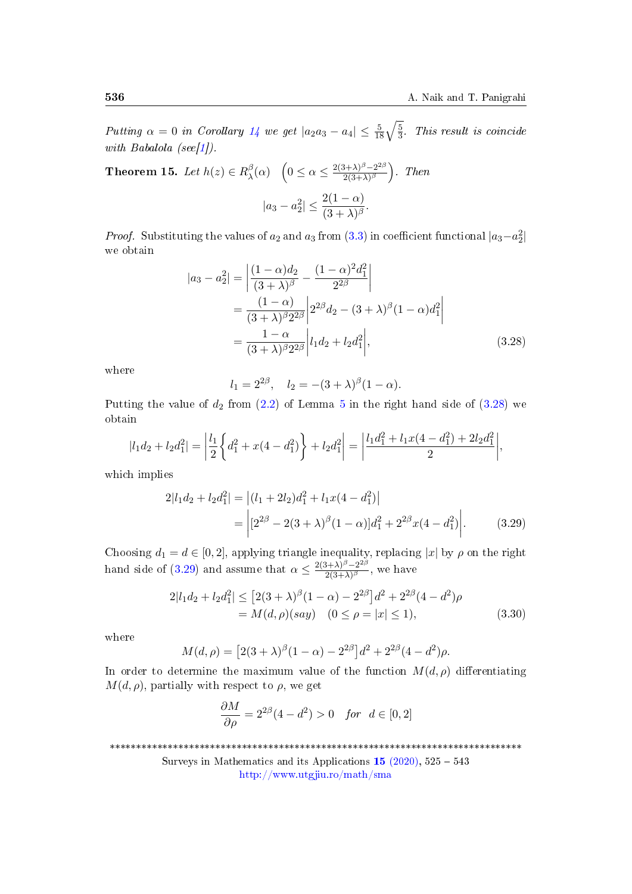*Putting $\alpha = 0$ in Corollary 14 we get $|a_2a_3 - a_4| \leq \frac{5}{18}\sqrt{\frac{5}{3}}$. This result is coincide with Babalola (see[1]).*

**Theorem 15.** *Let $h(z) \in R^{\beta}_{\lambda}(\alpha)$ $\left(0 \leq \alpha \leq \frac{2(3+\lambda)^{\beta} - 2^{2\beta}}{2(3+\lambda)^{\beta}}\right)$. Then*

$$|a_3 - a_2^2| \leq \frac{2(1-\alpha)}{(3+\lambda)^{\beta}}.$$

*Proof.* Substituting the values of $a_2$ and $a_3$ from (3.3) in coefficient functional $|a_3 - a_2^2|$ we obtain

$$\begin{aligned}
|a_3 - a_2^2| &= \left|\frac{(1-\alpha)d_2}{(3+\lambda)^{\beta}} - \frac{(1-\alpha)^2 d_1^2}{2^{2\beta}}\right| \\
&= \frac{(1-\alpha)}{(3+\lambda)^{\beta}2^{2\beta}}\left|2^{2\beta}d_2 - (3+\lambda)^{\beta}(1-\alpha)d_1^2\right| \\
&= \frac{1-\alpha}{(3+\lambda)^{\beta}2^{2\beta}}\left|l_1 d_2 + l_2 d_1^2\right|, \qquad (3.28)
\end{aligned}$$

where

$$l_1 = 2^{2\beta}, \quad l_2 = -(3+\lambda)^{\beta}(1-\alpha).$$

Putting the value of $d_2$ from (2.2) of Lemma 5 in the right hand side of (3.28) we obtain

$$|l_1 d_2 + l_2 d_1^2| = \left|\frac{l_1}{2}\left\{d_1^2 + x(4 - d_1^2)\right\} + l_2 d_1^2\right| = \left|\frac{l_1 d_1^2 + l_1 x(4 - d_1^2) + 2l_2 d_1^2}{2}\right|,$$

which implies

$$\begin{aligned}
2|l_1 d_2 + l_2 d_1^2| &= \left|(l_1 + 2l_2)d_1^2 + l_1 x(4 - d_1^2)\right| \\
&= \left|[2^{2\beta} - 2(3+\lambda)^{\beta}(1-\alpha)]d_1^2 + 2^{2\beta}x(4 - d_1^2)\right|. \qquad (3.29)
\end{aligned}$$

Choosing $d_1 = d \in [0, 2]$, applying triangle inequality, replacing $|x|$ by $\rho$ on the right hand side of (3.29) and assume that $\alpha \leq \frac{2(3+\lambda)^{\beta} - 2^{2\beta}}{2(3+\lambda)^{\beta}}$, we have

$$\begin{aligned}
2|l_1 d_2 + l_2 d_1^2| &\leq \left[2(3+\lambda)^{\beta}(1-\alpha) - 2^{2\beta}\right]d^2 + 2^{2\beta}(4 - d^2)\rho \\
&= M(d, \rho)(say) \quad (0 \leq \rho = |x| \leq 1), \qquad (3.30)
\end{aligned}$$

where

$$M(d, \rho) = \left[2(3+\lambda)^{\beta}(1-\alpha) - 2^{2\beta}\right]d^2 + 2^{2\beta}(4 - d^2)\rho.$$

In order to determine the maximum value of the function $M(d, \rho)$ differentiating $M(d, \rho)$, partially with respect to $\rho$, we get

$$\frac{\partial M}{\partial \rho} = 2^{2\beta}(4 - d^2) > 0 \quad \textit{for} \quad d \in [0, 2]$$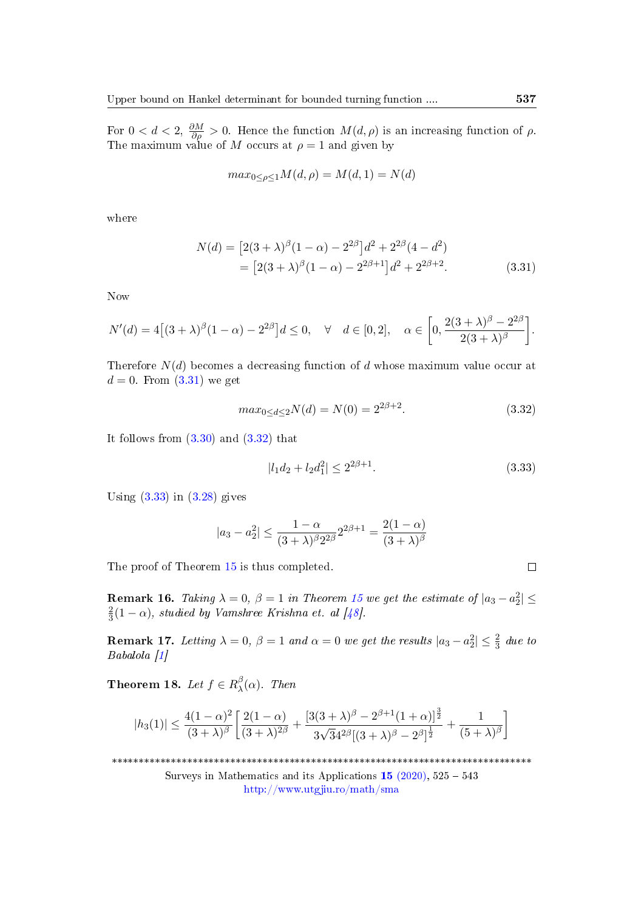For $0 < d < 2$, $\frac{\partial M}{\partial \rho} > 0$. Hence the function $M(d, \rho)$ is an increasing function of $\rho$. The maximum value of $M$ occurs at $\rho = 1$ and given by

$$max_{0 \leq \rho \leq 1} M(d, \rho) = M(d, 1) = N(d)$$

where

$$\begin{aligned} N(d) &= \left[2(3+\lambda)^{\beta}(1-\alpha) - 2^{2\beta}\right]d^2 + 2^{2\beta}(4 - d^2) \\ &= \left[2(3+\lambda)^{\beta}(1-\alpha) - 2^{2\beta+1}\right]d^2 + 2^{2\beta+2}. \end{aligned} \tag{3.31}$$

Now

$$N'(d) = 4\left[(3+\lambda)^{\beta}(1-\alpha) - 2^{2\beta}\right]d \leq 0, \quad \forall \quad d \in [0, 2], \quad \alpha \in \left[0, \frac{2(3+\lambda)^{\beta} - 2^{2\beta}}{2(3+\lambda)^{\beta}}\right].$$

Therefore $N(d)$ becomes a decreasing function of $d$ whose maximum value occur at $d = 0$. From (3.31) we get

$$max_{0 \leq d \leq 2} N(d) = N(0) = 2^{2\beta+2}. \tag{3.32}$$

It follows from (3.30) and (3.32) that

$$|l_1 d_2 + l_2 d_1^2| \leq 2^{2\beta+1}. \tag{3.33}$$

Using (3.33) in (3.28) gives

$$|a_3 - a_2^2| \leq \frac{1-\alpha}{(3+\lambda)^{\beta} 2^{2\beta}} 2^{2\beta+1} = \frac{2(1-\alpha)}{(3+\lambda)^{\beta}}$$

The proof of Theorem 15 is thus completed. □

**Remark 16.** *Taking $\lambda = 0$, $\beta = 1$ in Theorem 15 we get the estimate of $|a_3 - a_2^2| \leq \frac{2}{3}(1-\alpha)$, studied by Vamshree Krishna et. al [48].*

**Remark 17.** *Letting $\lambda = 0$, $\beta = 1$ and $\alpha = 0$ we get the results $|a_3 - a_2^2| \leq \frac{2}{3}$ due to Babalola [1]*

**Theorem 18.** *Let $f \in R_{\lambda}^{\beta}(\alpha)$. Then*

$$|h_3(1)| \leq \frac{4(1-\alpha)^2}{(3+\lambda)^{\beta}} \left[\frac{2(1-\alpha)}{(3+\lambda)^{2\beta}} + \frac{\left[3(3+\lambda)^{\beta} - 2^{\beta+1}(1+\alpha)\right]^{\frac{3}{2}}}{3\sqrt{3}4^{2\beta}\left[(3+\lambda)^{\beta} - 2^{\beta}\right]^{\frac{1}{2}}} + \frac{1}{(5+\lambda)^{\beta}}\right]$$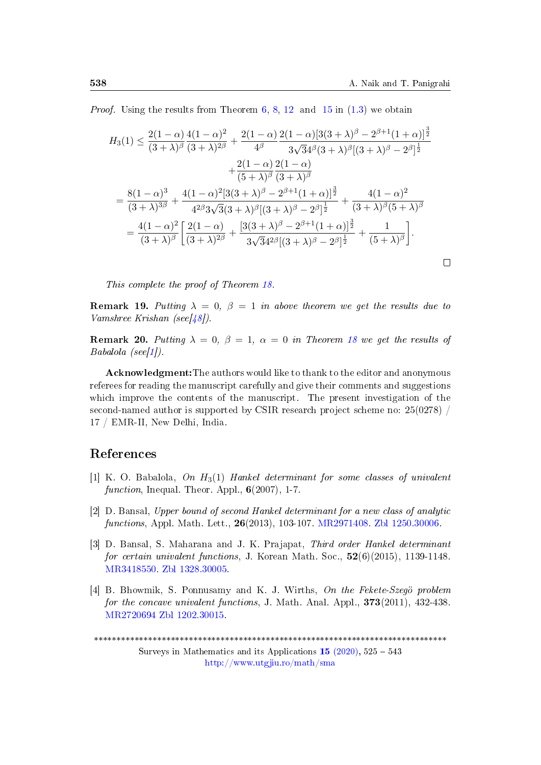*Proof.* Using the results from Theorem 6, 8, 12 and 15 in (1.3) we obtain

$$
\begin{aligned}
H_3(1) \leq & \frac{2(1-\alpha)}{(3+\lambda)^{\beta}} \frac{4(1-\alpha)^2}{(3+\lambda)^{2\beta}} + \frac{2(1-\alpha)}{4^{\beta}} \frac{2(1-\alpha)[3(3+\lambda)^{\beta} - 2^{\beta+1}(1+\alpha)]^{\frac{3}{2}}}{3\sqrt{3}4^{\beta}(3+\lambda)^{\beta}[(3+\lambda)^{\beta} - 2^{\beta}]^{\frac{1}{2}}} \\
& + \frac{2(1-\alpha)}{(5+\lambda)^{\beta}} \frac{2(1-\alpha)}{(3+\lambda)^{\beta}} \\
= & \frac{8(1-\alpha)^3}{(3+\lambda)^{3\beta}} + \frac{4(1-\alpha)^2[3(3+\lambda)^{\beta} - 2^{\beta+1}(1+\alpha)]^{\frac{3}{2}}}{4^{2\beta}3\sqrt{3}(3+\lambda)^{\beta}[(3+\lambda)^{\beta} - 2^{\beta}]^{\frac{1}{2}}} + \frac{4(1-\alpha)^2}{(3+\lambda)^{\beta}(5+\lambda)^{\beta}} \\
= & \frac{4(1-\alpha)^2}{(3+\lambda)^{\beta}} \left[ \frac{2(1-\alpha)}{(3+\lambda)^{2\beta}} + \frac{[3(3+\lambda)^{\beta} - 2^{\beta+1}(1+\alpha)]^{\frac{3}{2}}}{3\sqrt{3}4^{2\beta}[(3+\lambda)^{\beta} - 2^{\beta}]^{\frac{1}{2}}} + \frac{1}{(5+\lambda)^{\beta}} \right].
\end{aligned}
$$

□

*This complete the proof of Theorem 18.*

**Remark 19.** *Putting $\lambda = 0$, $\beta = 1$ in above theorem we get the results due to Vamshree Krishan (see[48]).*

**Remark 20.** *Putting $\lambda = 0$, $\beta = 1$, $\alpha = 0$ in Theorem 18 we get the results of Babalola (see[1]).*

**Acknowledgment:** The authors would like to thank to the editor and anonymous referees for reading the manuscript carefully and give their comments and suggestions which improve the contents of the manuscript. The present investigation of the second-named author is supported by CSIR research project scheme no: 25(0278) / 17 / EMR-II, New Delhi, India.

## References

[1] K. O. Babalola, *On $H_3(1)$ Hankel determinant for some classes of univalent function*, Inequal. Theor. Appl., **6**(2007), 1-7.

[2] D. Bansal, *Upper bound of second Hankel determinant for a new class of analytic functions*, Appl. Math. Lett., **26**(2013), 103-107. MR2971408. Zbl 1250.30006.

[3] D. Bansal, S. Maharana and J. K. Prajapat, *Third order Hankel determinant for certain univalent functions*, J. Korean Math. Soc., **52**(6)(2015), 1139-1148. MR3418550. Zbl 1328.30005.

[4] B. Bhowmik, S. Ponnusamy and K. J. Wirths, *On the Fekete-Szegö problem for the concave univalent functions*, J. Math. Anal. Appl., **373**(2011), 432-438. MR2720694 Zbl 1202.30015.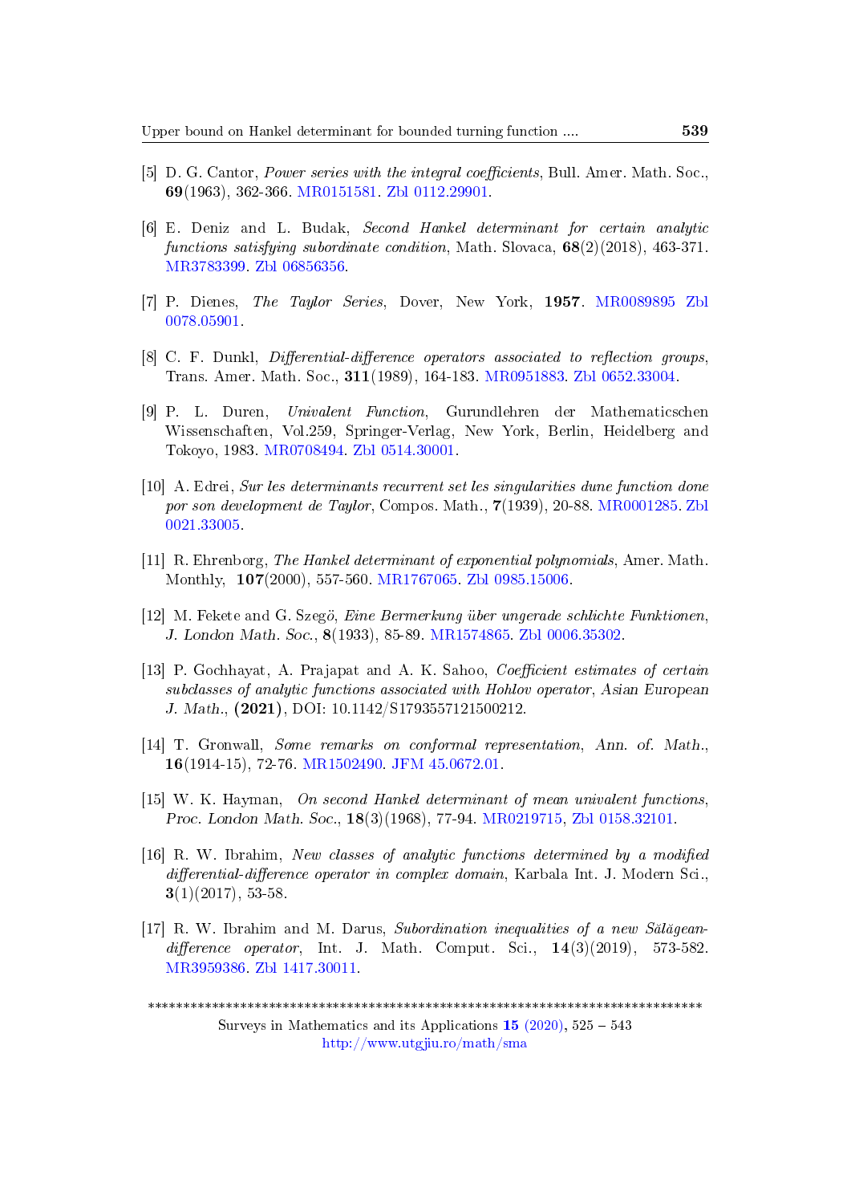[5] D. G. Cantor, *Power series with the integral coefficients*, Bull. Amer. Math. Soc., **69**(1963), 362-366. MR0151581. Zbl 0112.29901.

[6] E. Deniz and L. Budak, *Second Hankel determinant for certain analytic functions satisfying subordinate condition*, Math. Slovaca, **68**(2)(2018), 463-371. MR3783399. Zbl 06856356.

[7] P. Dienes, *The Taylor Series*, Dover, New York, **1957**. MR0089895 Zbl 0078.05901.

[8] C. F. Dunkl, *Differential-difference operators associated to reflection groups*, Trans. Amer. Math. Soc., **311**(1989), 164-183. MR0951883. Zbl 0652.33004.

[9] P. L. Duren, *Univalent Function*, Gurundlehren der Mathematicschen Wissenschaften, Vol.259, Springer-Verlag, New York, Berlin, Heidelberg and Tokoyo, 1983. MR0708494. Zbl 0514.30001.

[10] A. Edrei, *Sur les determinants recurrent set les singularities dune function done por son development de Taylor*, Compos. Math., **7**(1939), 20-88. MR0001285. Zbl 0021.33005.

[11] R. Ehrenborg, *The Hankel determinant of exponential polynomials*, Amer. Math. Monthly, **107**(2000), 557-560. MR1767065. Zbl 0985.15006.

[12] M. Fekete and G. Szegö, *Eine Bermerkung über ungerade schlichte Funktionen*, *J. London Math. Soc.*, **8**(1933), 85-89. MR1574865. Zbl 0006.35302.

[13] P. Gochhayat, A. Prajapat and A. K. Sahoo, *Coefficient estimates of certain subclasses of analytic functions associated with Hohlov operator*, Asian European J. Math., **(2021)**, DOI: 10.1142/S1793557121500212.

[14] T. Gronwall, *Some remarks on conformal representation*, *Ann. of. Math.*, **16**(1914-15), 72-76. MR1502490. JFM 45.0672.01.

[15] W. K. Hayman, *On second Hankel determinant of mean univalent functions*, *Proc. London Math. Soc.*, **18**(3)(1968), 77-94. MR0219715, Zbl 0158.32101.

[16] R. W. Ibrahim, *New classes of analytic functions determined by a modified differential-difference operator in complex domain*, Karbala Int. J. Modern Sci., **3**(1)(2017), 53-58.

[17] R. W. Ibrahim and M. Darus, *Subordination inequalities of a new Sălăgean-difference operator*, Int. J. Math. Comput. Sci., **14**(3)(2019), 573-582. MR3959386. Zbl 1417.30011.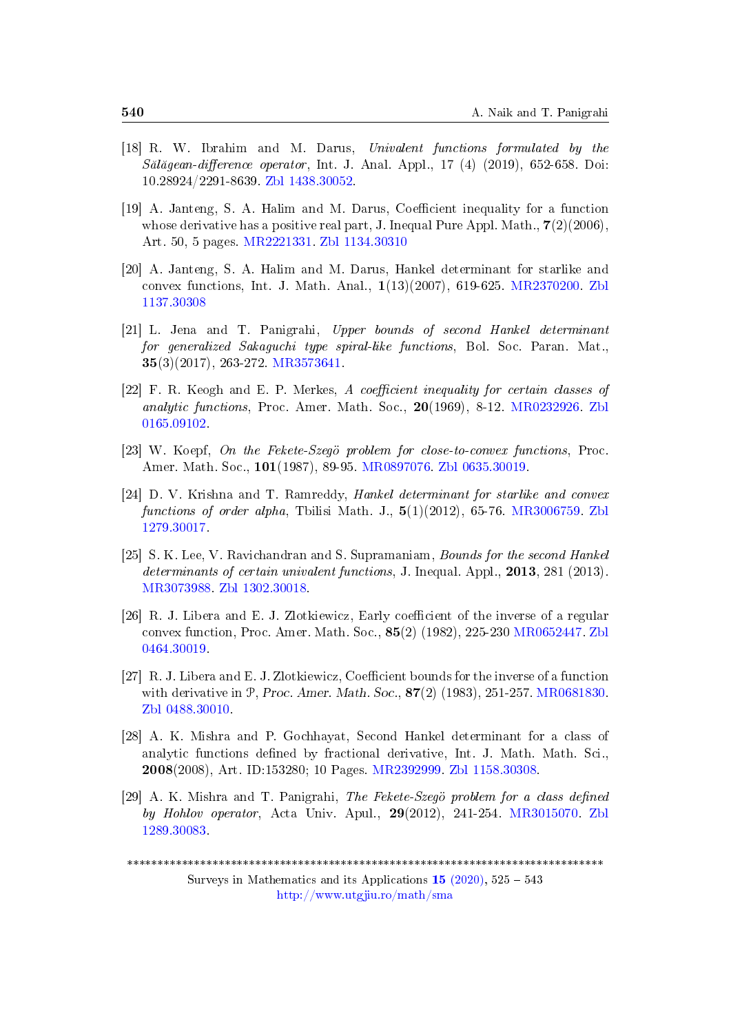[18] R. W. Ibrahim and M. Darus, *Univalent functions formulated by the Sălăgean-difference operator*, Int. J. Anal. Appl., 17 (4) (2019), 652-658. Doi: 10.28924/2291-8639. Zbl 1438.30052.

[19] A. Janteng, S. A. Halim and M. Darus, Coefficient inequality for a function whose derivative has a positive real part, J. Inequal Pure Appl. Math., **7**(2)(2006), Art. 50, 5 pages. MR2221331. Zbl 1134.30310

[20] A. Janteng, S. A. Halim and M. Darus, Hankel determinant for starlike and convex functions, Int. J. Math. Anal., **1**(13)(2007), 619-625. MR2370200. Zbl 1137.30308

[21] L. Jena and T. Panigrahi, *Upper bounds of second Hankel determinant for generalized Sakaguchi type spiral-like functions*, Bol. Soc. Paran. Mat., **35**(3)(2017), 263-272. MR3573641.

[22] F. R. Keogh and E. P. Merkes, *A coefficient inequality for certain classes of analytic functions*, Proc. Amer. Math. Soc., **20**(1969), 8-12. MR0232926. Zbl 0165.09102.

[23] W. Koepf, *On the Fekete-Szegö problem for close-to-convex functions*, Proc. Amer. Math. Soc., **101**(1987), 89-95. MR0897076. Zbl 0635.30019.

[24] D. V. Krishna and T. Ramreddy, *Hankel determinant for starlike and convex functions of order alpha*, Tbilisi Math. J., **5**(1)(2012), 65-76. MR3006759. Zbl 1279.30017.

[25] S. K. Lee, V. Ravichandran and S. Supramaniam, *Bounds for the second Hankel determinants of certain univalent functions*, J. Inequal. Appl., **2013**, 281 (2013). MR3073988. Zbl 1302.30018.

[26] R. J. Libera and E. J. Zlotkiewicz, Early coefficient of the inverse of a regular convex function, Proc. Amer. Math. Soc., **85**(2) (1982), 225-230 MR0652447. Zbl 0464.30019.

[27] R. J. Libera and E. J. Zlotkiewicz, Coefficient bounds for the inverse of a function with derivative in $\mathcal{P}$, *Proc. Amer. Math. Soc.*, **87**(2) (1983), 251-257. MR0681830. Zbl 0488.30010.

[28] A. K. Mishra and P. Gochhayat, Second Hankel determinant for a class of analytic functions defined by fractional derivative, Int. J. Math. Math. Sci., **2008**(2008), Art. ID:153280; 10 Pages. MR2392999. Zbl 1158.30308.

[29] A. K. Mishra and T. Panigrahi, *The Fekete-Szegö problem for a class defined by Hohlov operator*, Acta Univ. Apul., **29**(2012), 241-254. MR3015070. Zbl 1289.30083.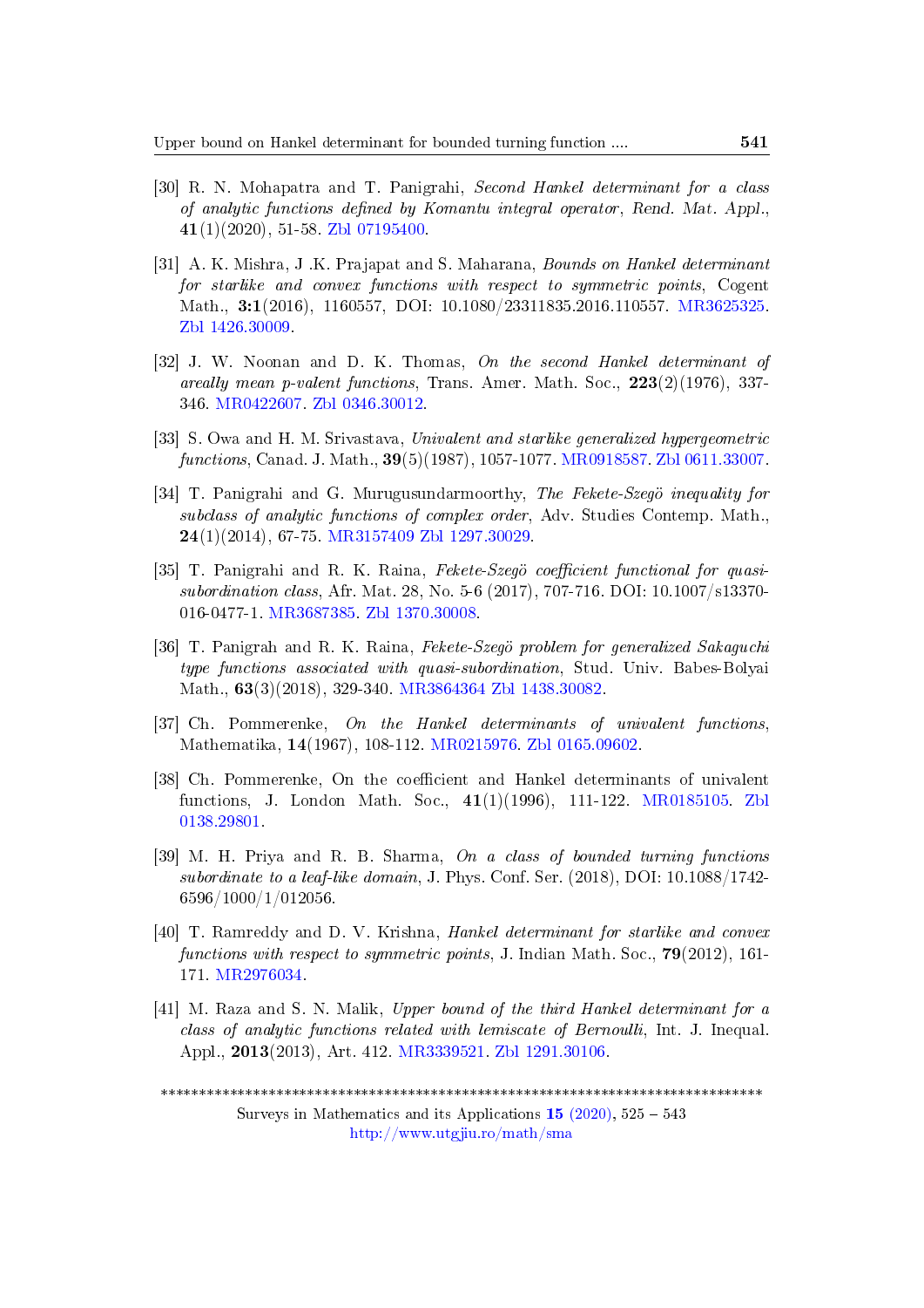[30] R. N. Mohapatra and T. Panigrahi, *Second Hankel determinant for a class of analytic functions defined by Komantu integral operator*, Rend. Mat. Appl., **41**(1)(2020), 51-58. Zbl 07195400.

[31] A. K. Mishra, J .K. Prajapat and S. Maharana, *Bounds on Hankel determinant for starlike and convex functions with respect to symmetric points*, Cogent Math., **3:1**(2016), 1160557, DOI: 10.1080/23311835.2016.110557. MR3625325. Zbl 1426.30009.

[32] J. W. Noonan and D. K. Thomas, *On the second Hankel determinant of areally mean p-valent functions*, Trans. Amer. Math. Soc., **223**(2)(1976), 337-346. MR0422607. Zbl 0346.30012.

[33] S. Owa and H. M. Srivastava, *Univalent and starlike generalized hypergeometric functions*, Canad. J. Math., **39**(5)(1987), 1057-1077. MR0918587. Zbl 0611.33007.

[34] T. Panigrahi and G. Murugusundarmoorthy, *The Fekete-Szegö inequality for subclass of analytic functions of complex order*, Adv. Studies Contemp. Math., **24**(1)(2014), 67-75. MR3157409 Zbl 1297.30029.

[35] T. Panigrahi and R. K. Raina, *Fekete-Szegö coefficient functional for quasi-subordination class*, Afr. Mat. 28, No. 5-6 (2017), 707-716. DOI: 10.1007/s13370-016-0477-1. MR3687385. Zbl 1370.30008.

[36] T. Panigrah and R. K. Raina, *Fekete-Szegö problem for generalized Sakaguchi type functions associated with quasi-subordination*, Stud. Univ. Babes-Bolyai Math., **63**(3)(2018), 329-340. MR3864364 Zbl 1438.30082.

[37] Ch. Pommerenke, *On the Hankel determinants of univalent functions*, Mathematika, **14**(1967), 108-112. MR0215976. Zbl 0165.09602.

[38] Ch. Pommerenke, On the coefficient and Hankel determinants of univalent functions, J. London Math. Soc., **41**(1)(1996), 111-122. MR0185105. Zbl 0138.29801.

[39] M. H. Priya and R. B. Sharma, *On a class of bounded turning functions subordinate to a leaf-like domain*, J. Phys. Conf. Ser. (2018), DOI: 10.1088/1742-6596/1000/1/012056.

[40] T. Ramreddy and D. V. Krishna, *Hankel determinant for starlike and convex functions with respect to symmetric points*, J. Indian Math. Soc., **79**(2012), 161-171. MR2976034.

[41] M. Raza and S. N. Malik, *Upper bound of the third Hankel determinant for a class of analytic functions related with lemiscate of Bernoulli*, Int. J. Inequal. Appl., **2013**(2013), Art. 412. MR3339521. Zbl 1291.30106.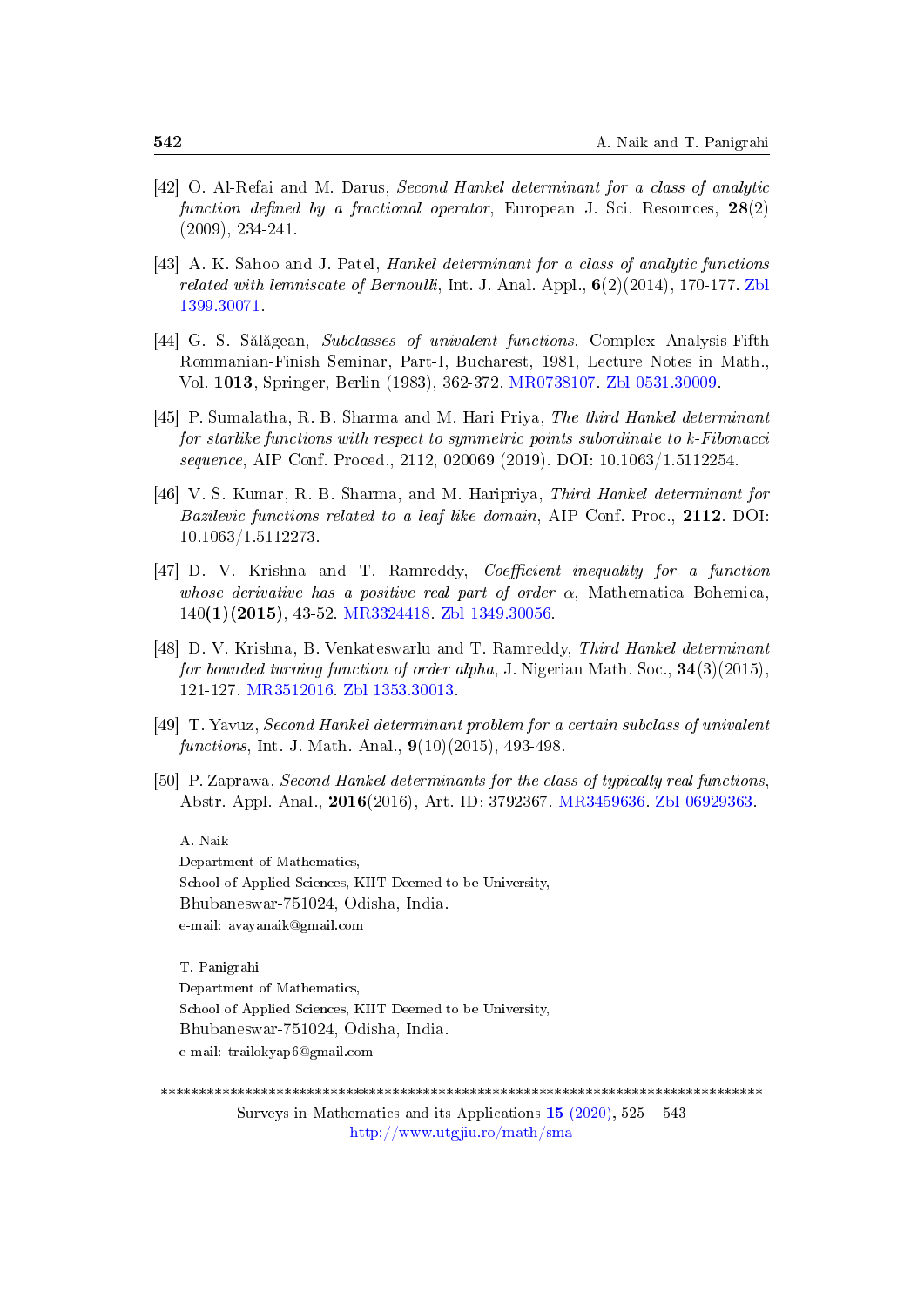[42] O. Al-Refai and M. Darus, *Second Hankel determinant for a class of analytic function defined by a fractional operator*, European J. Sci. Resources, **28**(2) (2009), 234-241.

[43] A. K. Sahoo and J. Patel, *Hankel determinant for a class of analytic functions related with lemniscate of Bernoulli*, Int. J. Anal. Appl., **6**(2)(2014), 170-177. Zbl 1399.30071.

[44] G. S. Sălăgean, *Subclasses of univalent functions*, Complex Analysis-Fifth Rommanian-Finish Seminar, Part-I, Bucharest, 1981, Lecture Notes in Math., Vol. **1013**, Springer, Berlin (1983), 362-372. MR0738107. Zbl 0531.30009.

[45] P. Sumalatha, R. B. Sharma and M. Hari Priya, *The third Hankel determinant for starlike functions with respect to symmetric points subordinate to k-Fibonacci sequence*, AIP Conf. Proced., 2112, 020069 (2019). DOI: 10.1063/1.5112254.

[46] V. S. Kumar, R. B. Sharma, and M. Haripriya, *Third Hankel determinant for Bazilevic functions related to a leaf like domain*, AIP Conf. Proc., **2112**. DOI: 10.1063/1.5112273.

[47] D. V. Krishna and T. Ramreddy, *Coefficient inequality for a function whose derivative has a positive real part of order* $\alpha$, Mathematica Bohemica, 140**(1)(2015)**, 43-52. MR3324418. Zbl 1349.30056.

[48] D. V. Krishna, B. Venkateswarlu and T. Ramreddy, *Third Hankel determinant for bounded turning function of order alpha*, J. Nigerian Math. Soc., **34**(3)(2015), 121-127. MR3512016. Zbl 1353.30013.

[49] T. Yavuz, *Second Hankel determinant problem for a certain subclass of univalent functions*, Int. J. Math. Anal., **9**(10)(2015), 493-498.

[50] P. Zaprawa, *Second Hankel determinants for the class of typically real functions*, Abstr. Appl. Anal., **2016**(2016), Art. ID: 3792367. MR3459636. Zbl 06929363.

A. Naik
Department of Mathematics,
School of Applied Sciences, KIIT Deemed to be University,
Bhubaneswar-751024, Odisha, India.
e-mail: avayanaik@gmail.com

T. Panigrahi
Department of Mathematics,
School of Applied Sciences, KIIT Deemed to be University,
Bhubaneswar-751024, Odisha, India.
e-mail: trailokyap6@gmail.com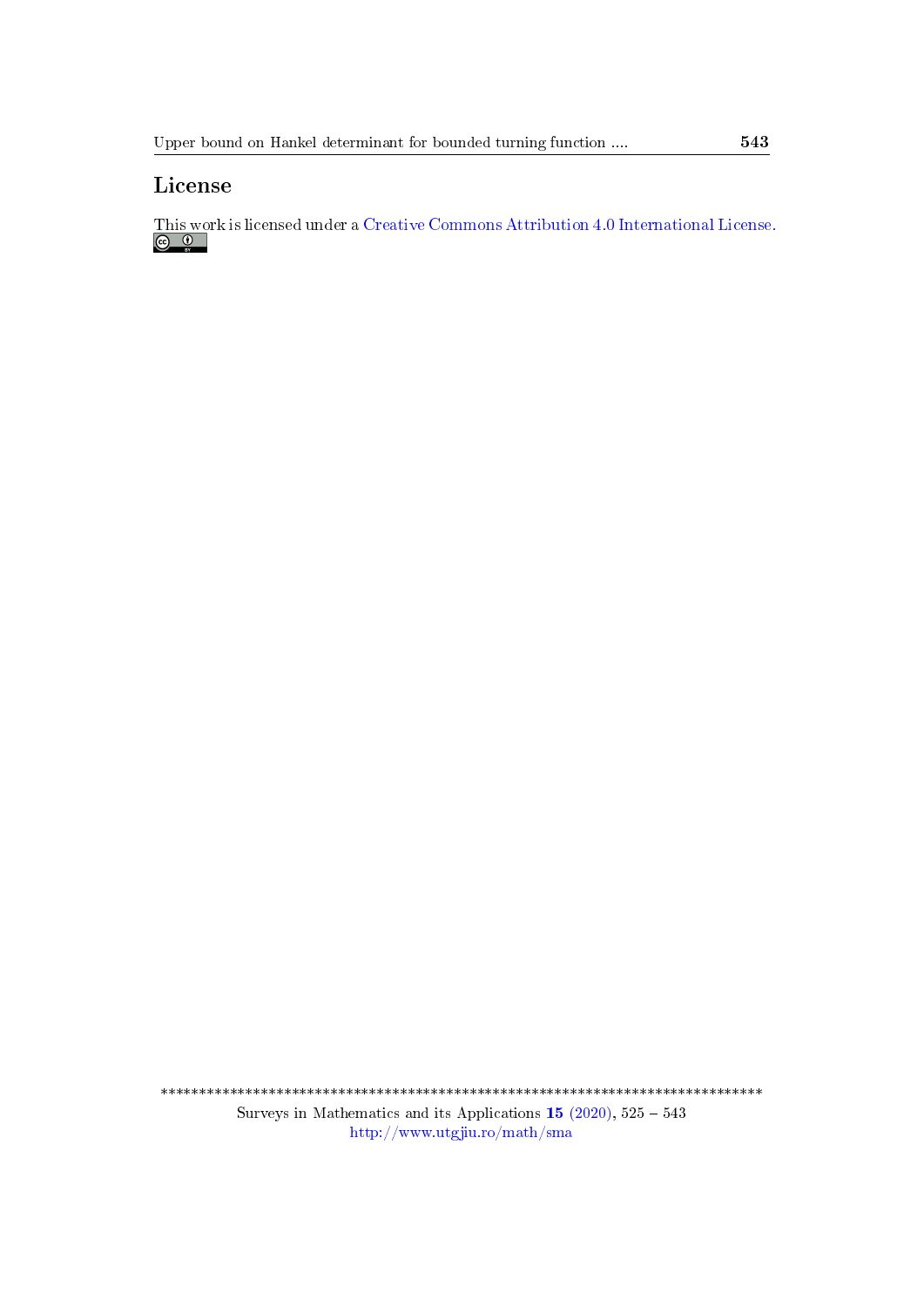## License

This work is licensed under a Creative Commons Attribution 4.0 International License.